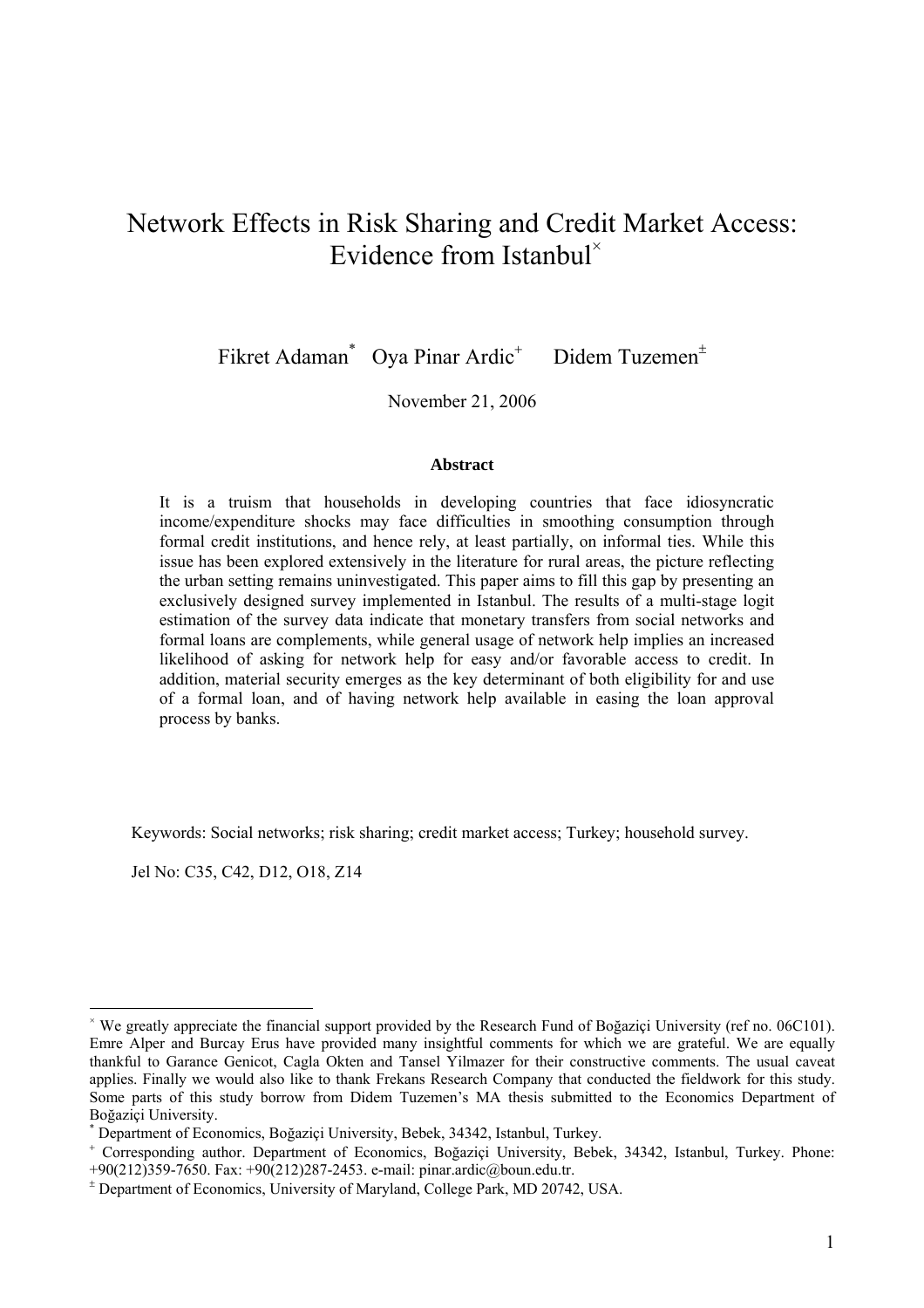# Network Effects in Risk Sharing and Credit Market Access: Evidence from Istanbul[×]

Fikret Adaman[*] Oya Pinar Ardic[+] Didem Tuzemen[±]

November 21, 2006

**Abstract**

It is a truism that households in developing countries that face idiosyncratic income/expenditure shocks may face difficulties in smoothing consumption through formal credit institutions, and hence rely, at least partially, on informal ties. While this issue has been explored extensively in the literature for rural areas, the picture reflecting the urban setting remains uninvestigated. This paper aims to fill this gap by presenting an exclusively designed survey implemented in Istanbul. The results of a multi-stage logit estimation of the survey data indicate that monetary transfers from social networks and formal loans are complements, while general usage of network help implies an increased likelihood of asking for network help for easy and/or favorable access to credit. In addition, material security emerges as the key determinant of both eligibility for and use of a formal loan, and of having network help available in easing the loan approval process by banks.

Keywords: Social networks; risk sharing; credit market access; Turkey; household survey.

Jel No: C35, C42, D12, O18, Z14

---

[×] We greatly appreciate the financial support provided by the Research Fund of Boğaziçi University (ref no. 06C101). Emre Alper and Burcay Erus have provided many insightful comments for which we are grateful. We are equally thankful to Garance Genicot, Cagla Okten and Tansel Yilmazer for their constructive comments. The usual caveat applies. Finally we would also like to thank Frekans Research Company that conducted the fieldwork for this study. Some parts of this study borrow from Didem Tuzemen's MA thesis submitted to the Economics Department of Boğaziçi University.

[*] Department of Economics, Boğaziçi University, Bebek, 34342, Istanbul, Turkey.

[+] Corresponding author. Department of Economics, Boğaziçi University, Bebek, 34342, Istanbul, Turkey. Phone: +90(212)359-7650. Fax: +90(212)287-2453. e-mail: pinar.ardic@boun.edu.tr.

[±] Department of Economics, University of Maryland, College Park, MD 20742, USA.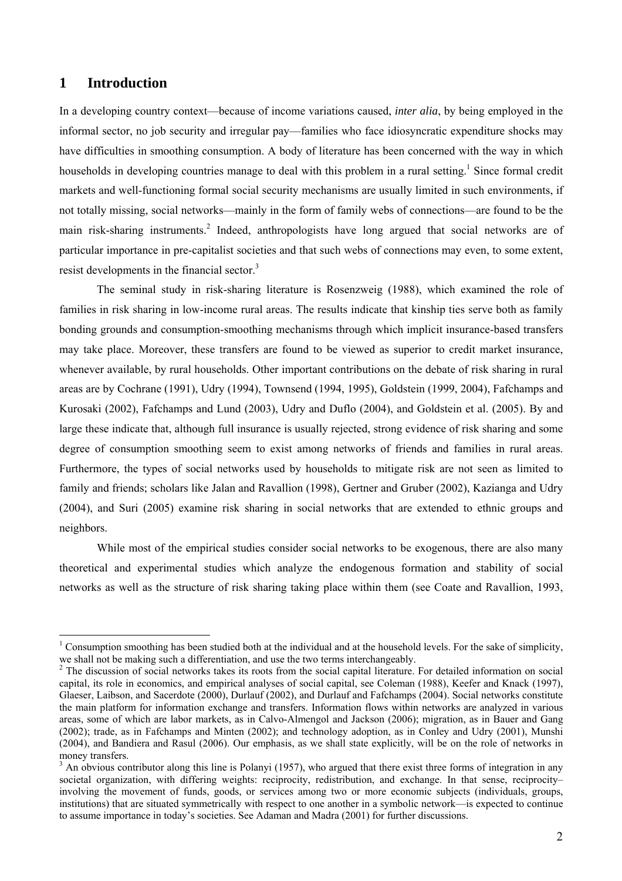# 1 Introduction

In a developing country context—because of income variations caused, *inter alia*, by being employed in the informal sector, no job security and irregular pay—families who face idiosyncratic expenditure shocks may have difficulties in smoothing consumption. A body of literature has been concerned with the way in which households in developing countries manage to deal with this problem in a rural setting.[1] Since formal credit markets and well-functioning formal social security mechanisms are usually limited in such environments, if not totally missing, social networks—mainly in the form of family webs of connections—are found to be the main risk-sharing instruments.[2] Indeed, anthropologists have long argued that social networks are of particular importance in pre-capitalist societies and that such webs of connections may even, to some extent, resist developments in the financial sector.[3]

The seminal study in risk-sharing literature is Rosenzweig (1988), which examined the role of families in risk sharing in low-income rural areas. The results indicate that kinship ties serve both as family bonding grounds and consumption-smoothing mechanisms through which implicit insurance-based transfers may take place. Moreover, these transfers are found to be viewed as superior to credit market insurance, whenever available, by rural households. Other important contributions on the debate of risk sharing in rural areas are by Cochrane (1991), Udry (1994), Townsend (1994, 1995), Goldstein (1999, 2004), Fafchamps and Kurosaki (2002), Fafchamps and Lund (2003), Udry and Duflo (2004), and Goldstein et al. (2005). By and large these indicate that, although full insurance is usually rejected, strong evidence of risk sharing and some degree of consumption smoothing seem to exist among networks of friends and families in rural areas. Furthermore, the types of social networks used by households to mitigate risk are not seen as limited to family and friends; scholars like Jalan and Ravallion (1998), Gertner and Gruber (2002), Kazianga and Udry (2004), and Suri (2005) examine risk sharing in social networks that are extended to ethnic groups and neighbors.

While most of the empirical studies consider social networks to be exogenous, there are also many theoretical and experimental studies which analyze the endogenous formation and stability of social networks as well as the structure of risk sharing taking place within them (see Coate and Ravallion, 1993,

---

[1] Consumption smoothing has been studied both at the individual and at the household levels. For the sake of simplicity, we shall not be making such a differentiation, and use the two terms interchangeably.

[2] The discussion of social networks takes its roots from the social capital literature. For detailed information on social capital, its role in economics, and empirical analyses of social capital, see Coleman (1988), Keefer and Knack (1997), Glaeser, Laibson, and Sacerdote (2000), Durlauf (2002), and Durlauf and Fafchamps (2004). Social networks constitute the main platform for information exchange and transfers. Information flows within networks are analyzed in various areas, some of which are labor markets, as in Calvo-Almengol and Jackson (2006); migration, as in Bauer and Gang (2002); trade, as in Fafchamps and Minten (2002); and technology adoption, as in Conley and Udry (2001), Munshi (2004), and Bandiera and Rasul (2006). Our emphasis, as we shall state explicitly, will be on the role of networks in money transfers.

[3] An obvious contributor along this line is Polanyi (1957), who argued that there exist three forms of integration in any societal organization, with differing weights: reciprocity, redistribution, and exchange. In that sense, reciprocity–involving the movement of funds, goods, or services among two or more economic subjects (individuals, groups, institutions) that are situated symmetrically with respect to one another in a symbolic network—is expected to continue to assume importance in today's societies. See Adaman and Madra (2001) for further discussions.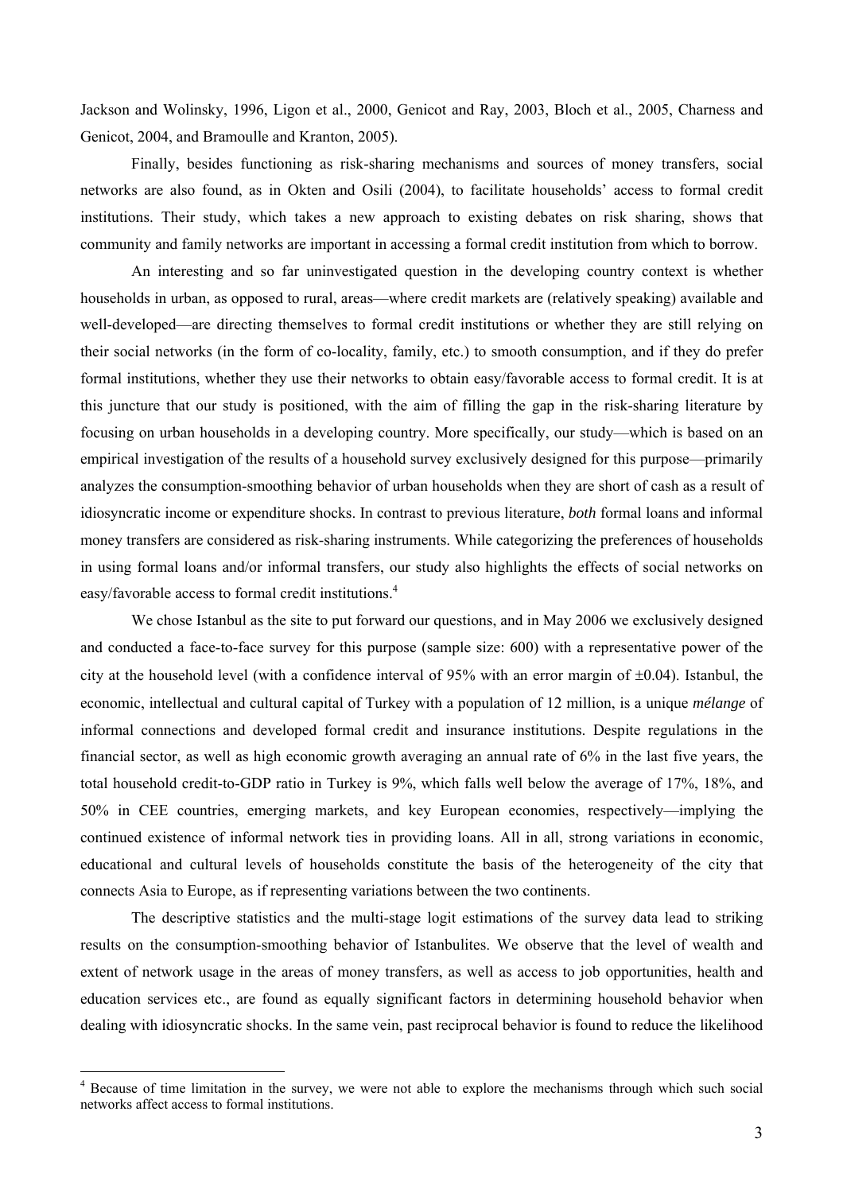Jackson and Wolinsky, 1996, Ligon et al., 2000, Genicot and Ray, 2003, Bloch et al., 2005, Charness and Genicot, 2004, and Bramoulle and Kranton, 2005).

Finally, besides functioning as risk-sharing mechanisms and sources of money transfers, social networks are also found, as in Okten and Osili (2004), to facilitate households' access to formal credit institutions. Their study, which takes a new approach to existing debates on risk sharing, shows that community and family networks are important in accessing a formal credit institution from which to borrow.

An interesting and so far uninvestigated question in the developing country context is whether households in urban, as opposed to rural, areas—where credit markets are (relatively speaking) available and well-developed—are directing themselves to formal credit institutions or whether they are still relying on their social networks (in the form of co-locality, family, etc.) to smooth consumption, and if they do prefer formal institutions, whether they use their networks to obtain easy/favorable access to formal credit. It is at this juncture that our study is positioned, with the aim of filling the gap in the risk-sharing literature by focusing on urban households in a developing country. More specifically, our study—which is based on an empirical investigation of the results of a household survey exclusively designed for this purpose—primarily analyzes the consumption-smoothing behavior of urban households when they are short of cash as a result of idiosyncratic income or expenditure shocks. In contrast to previous literature, *both* formal loans and informal money transfers are considered as risk-sharing instruments. While categorizing the preferences of households in using formal loans and/or informal transfers, our study also highlights the effects of social networks on easy/favorable access to formal credit institutions.[4]

We chose Istanbul as the site to put forward our questions, and in May 2006 we exclusively designed and conducted a face-to-face survey for this purpose (sample size: 600) with a representative power of the city at the household level (with a confidence interval of 95% with an error margin of $\pm 0.04$). Istanbul, the economic, intellectual and cultural capital of Turkey with a population of 12 million, is a unique *mélange* of informal connections and developed formal credit and insurance institutions. Despite regulations in the financial sector, as well as high economic growth averaging an annual rate of 6% in the last five years, the total household credit-to-GDP ratio in Turkey is 9%, which falls well below the average of 17%, 18%, and 50% in CEE countries, emerging markets, and key European economies, respectively—implying the continued existence of informal network ties in providing loans. All in all, strong variations in economic, educational and cultural levels of households constitute the basis of the heterogeneity of the city that connects Asia to Europe, as if representing variations between the two continents.

The descriptive statistics and the multi-stage logit estimations of the survey data lead to striking results on the consumption-smoothing behavior of Istanbulites. We observe that the level of wealth and extent of network usage in the areas of money transfers, as well as access to job opportunities, health and education services etc., are found as equally significant factors in determining household behavior when dealing with idiosyncratic shocks. In the same vein, past reciprocal behavior is found to reduce the likelihood

---

[4] Because of time limitation in the survey, we were not able to explore the mechanisms through which such social networks affect access to formal institutions.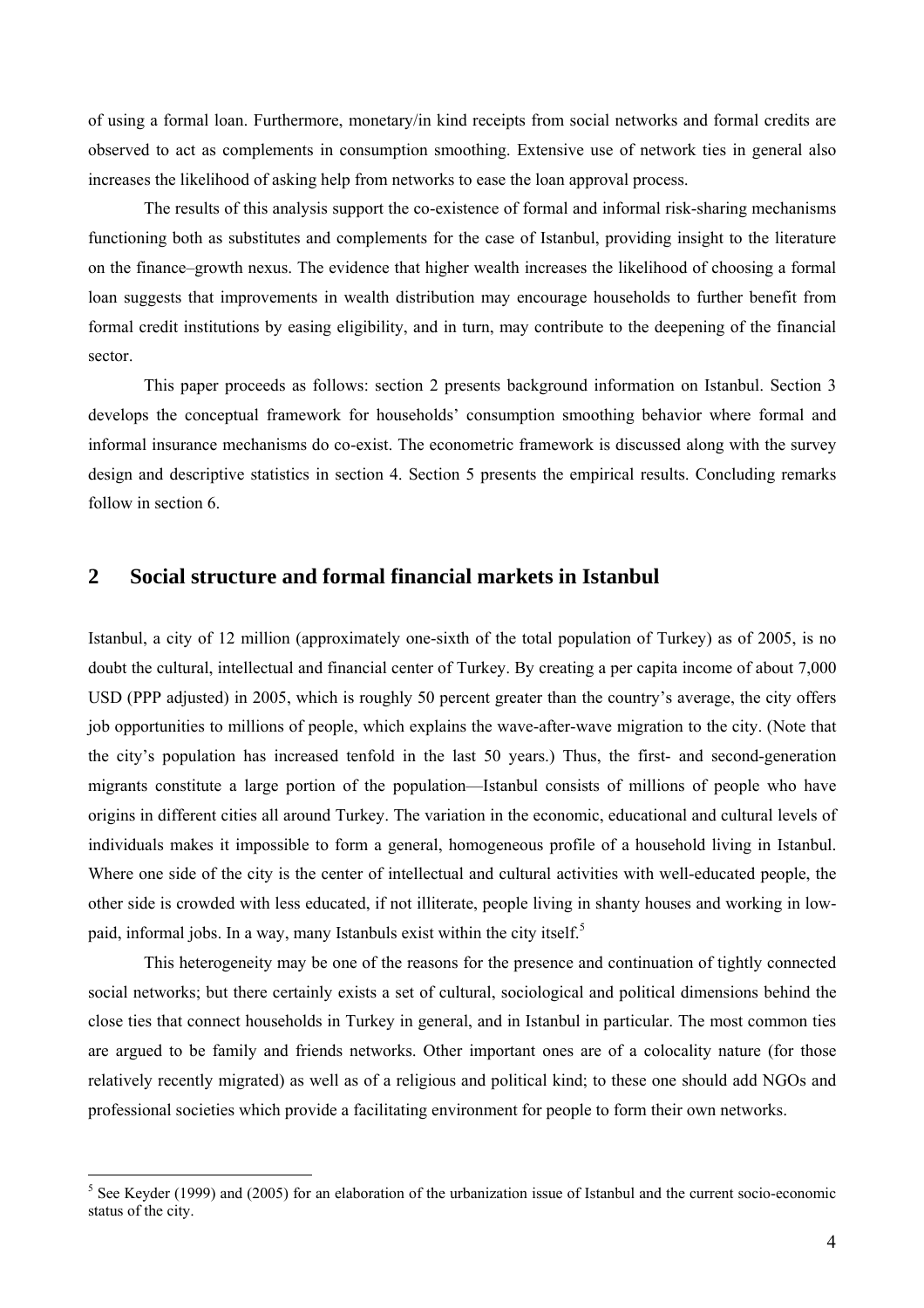of using a formal loan. Furthermore, monetary/in kind receipts from social networks and formal credits are observed to act as complements in consumption smoothing. Extensive use of network ties in general also increases the likelihood of asking help from networks to ease the loan approval process.

The results of this analysis support the co-existence of formal and informal risk-sharing mechanisms functioning both as substitutes and complements for the case of Istanbul, providing insight to the literature on the finance–growth nexus. The evidence that higher wealth increases the likelihood of choosing a formal loan suggests that improvements in wealth distribution may encourage households to further benefit from formal credit institutions by easing eligibility, and in turn, may contribute to the deepening of the financial sector.

This paper proceeds as follows: section 2 presents background information on Istanbul. Section 3 develops the conceptual framework for households' consumption smoothing behavior where formal and informal insurance mechanisms do co-exist. The econometric framework is discussed along with the survey design and descriptive statistics in section 4. Section 5 presents the empirical results. Concluding remarks follow in section 6.

## 2 Social structure and formal financial markets in Istanbul

Istanbul, a city of 12 million (approximately one-sixth of the total population of Turkey) as of 2005, is no doubt the cultural, intellectual and financial center of Turkey. By creating a per capita income of about 7,000 USD (PPP adjusted) in 2005, which is roughly 50 percent greater than the country's average, the city offers job opportunities to millions of people, which explains the wave-after-wave migration to the city. (Note that the city's population has increased tenfold in the last 50 years.) Thus, the first- and second-generation migrants constitute a large portion of the population—Istanbul consists of millions of people who have origins in different cities all around Turkey. The variation in the economic, educational and cultural levels of individuals makes it impossible to form a general, homogeneous profile of a household living in Istanbul. Where one side of the city is the center of intellectual and cultural activities with well-educated people, the other side is crowded with less educated, if not illiterate, people living in shanty houses and working in low-paid, informal jobs. In a way, many Istanbuls exist within the city itself.[5]

This heterogeneity may be one of the reasons for the presence and continuation of tightly connected social networks; but there certainly exists a set of cultural, sociological and political dimensions behind the close ties that connect households in Turkey in general, and in Istanbul in particular. The most common ties are argued to be family and friends networks. Other important ones are of a colocality nature (for those relatively recently migrated) as well as of a religious and political kind; to these one should add NGOs and professional societies which provide a facilitating environment for people to form their own networks.

[5] See Keyder (1999) and (2005) for an elaboration of the urbanization issue of Istanbul and the current socio-economic status of the city.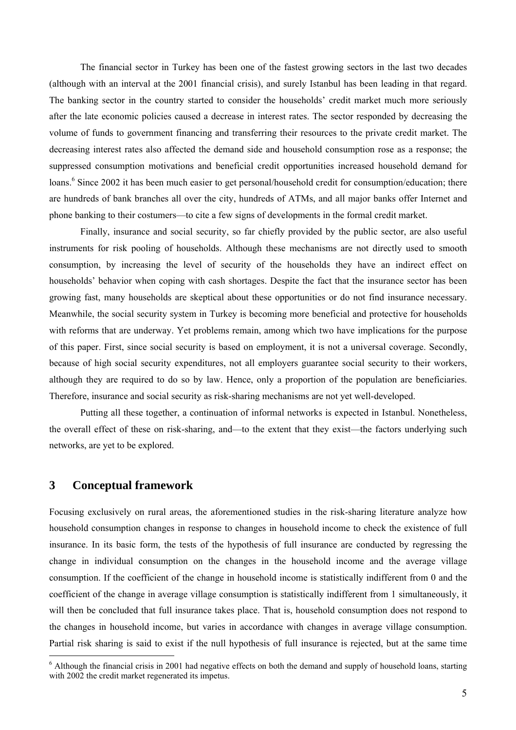The financial sector in Turkey has been one of the fastest growing sectors in the last two decades (although with an interval at the 2001 financial crisis), and surely Istanbul has been leading in that regard. The banking sector in the country started to consider the households' credit market much more seriously after the late economic policies caused a decrease in interest rates. The sector responded by decreasing the volume of funds to government financing and transferring their resources to the private credit market. The decreasing interest rates also affected the demand side and household consumption rose as a response; the suppressed consumption motivations and beneficial credit opportunities increased household demand for loans.[6] Since 2002 it has been much easier to get personal/household credit for consumption/education; there are hundreds of bank branches all over the city, hundreds of ATMs, and all major banks offer Internet and phone banking to their costumers—to cite a few signs of developments in the formal credit market.

Finally, insurance and social security, so far chiefly provided by the public sector, are also useful instruments for risk pooling of households. Although these mechanisms are not directly used to smooth consumption, by increasing the level of security of the households they have an indirect effect on households' behavior when coping with cash shortages. Despite the fact that the insurance sector has been growing fast, many households are skeptical about these opportunities or do not find insurance necessary. Meanwhile, the social security system in Turkey is becoming more beneficial and protective for households with reforms that are underway. Yet problems remain, among which two have implications for the purpose of this paper. First, since social security is based on employment, it is not a universal coverage. Secondly, because of high social security expenditures, not all employers guarantee social security to their workers, although they are required to do so by law. Hence, only a proportion of the population are beneficiaries. Therefore, insurance and social security as risk-sharing mechanisms are not yet well-developed.

Putting all these together, a continuation of informal networks is expected in Istanbul. Nonetheless, the overall effect of these on risk-sharing, and—to the extent that they exist—the factors underlying such networks, are yet to be explored.

## 3 Conceptual framework

Focusing exclusively on rural areas, the aforementioned studies in the risk-sharing literature analyze how household consumption changes in response to changes in household income to check the existence of full insurance. In its basic form, the tests of the hypothesis of full insurance are conducted by regressing the change in individual consumption on the changes in the household income and the average village consumption. If the coefficient of the change in household income is statistically indifferent from 0 and the coefficient of the change in average village consumption is statistically indifferent from 1 simultaneously, it will then be concluded that full insurance takes place. That is, household consumption does not respond to the changes in household income, but varies in accordance with changes in average village consumption. Partial risk sharing is said to exist if the null hypothesis of full insurance is rejected, but at the same time

[6] Although the financial crisis in 2001 had negative effects on both the demand and supply of household loans, starting with 2002 the credit market regenerated its impetus.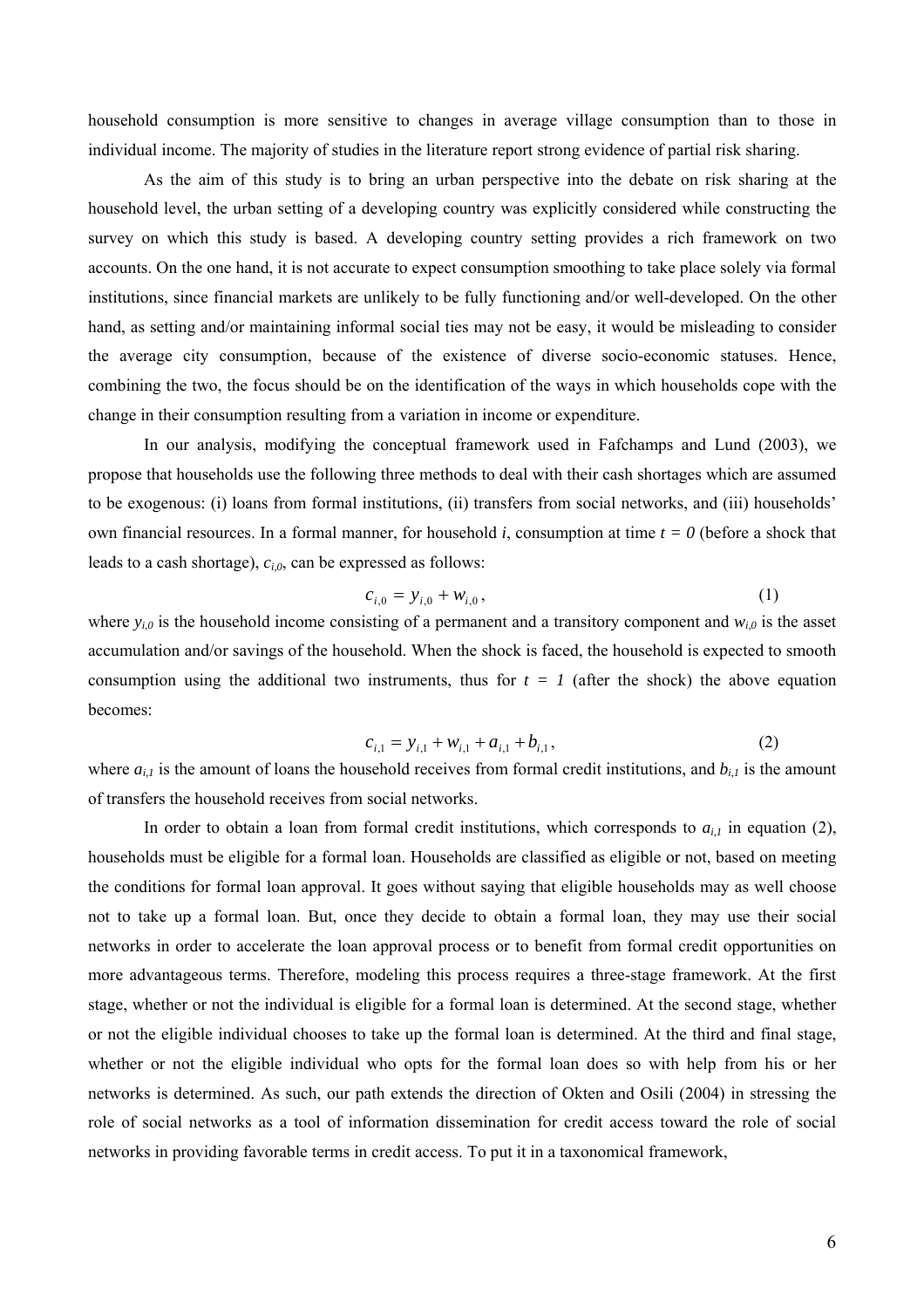household consumption is more sensitive to changes in average village consumption than to those in individual income. The majority of studies in the literature report strong evidence of partial risk sharing.

As the aim of this study is to bring an urban perspective into the debate on risk sharing at the household level, the urban setting of a developing country was explicitly considered while constructing the survey on which this study is based. A developing country setting provides a rich framework on two accounts. On the one hand, it is not accurate to expect consumption smoothing to take place solely via formal institutions, since financial markets are unlikely to be fully functioning and/or well-developed. On the other hand, as setting and/or maintaining informal social ties may not be easy, it would be misleading to consider the average city consumption, because of the existence of diverse socio-economic statuses. Hence, combining the two, the focus should be on the identification of the ways in which households cope with the change in their consumption resulting from a variation in income or expenditure.

In our analysis, modifying the conceptual framework used in Fafchamps and Lund (2003), we propose that households use the following three methods to deal with their cash shortages which are assumed to be exogenous: (i) loans from formal institutions, (ii) transfers from social networks, and (iii) households' own financial resources. In a formal manner, for household $i$, consumption at time $t = 0$ (before a shock that leads to a cash shortage), $c_{i,0}$, can be expressed as follows:

$$c_{i,0} = y_{i,0} + w_{i,0}, \tag{1}$$

where $y_{i,0}$ is the household income consisting of a permanent and a transitory component and $w_{i,0}$ is the asset accumulation and/or savings of the household. When the shock is faced, the household is expected to smooth consumption using the additional two instruments, thus for $t = 1$ (after the shock) the above equation becomes:

$$c_{i,1} = y_{i,1} + w_{i,1} + a_{i,1} + b_{i,1}, \tag{2}$$

where $a_{i,1}$ is the amount of loans the household receives from formal credit institutions, and $b_{i,1}$ is the amount of transfers the household receives from social networks.

In order to obtain a loan from formal credit institutions, which corresponds to $a_{i,1}$ in equation (2), households must be eligible for a formal loan. Households are classified as eligible or not, based on meeting the conditions for formal loan approval. It goes without saying that eligible households may as well choose not to take up a formal loan. But, once they decide to obtain a formal loan, they may use their social networks in order to accelerate the loan approval process or to benefit from formal credit opportunities on more advantageous terms. Therefore, modeling this process requires a three-stage framework. At the first stage, whether or not the individual is eligible for a formal loan is determined. At the second stage, whether or not the eligible individual chooses to take up the formal loan is determined. At the third and final stage, whether or not the eligible individual who opts for the formal loan does so with help from his or her networks is determined. As such, our path extends the direction of Okten and Osili (2004) in stressing the role of social networks as a tool of information dissemination for credit access toward the role of social networks in providing favorable terms in credit access. To put it in a taxonomical framework,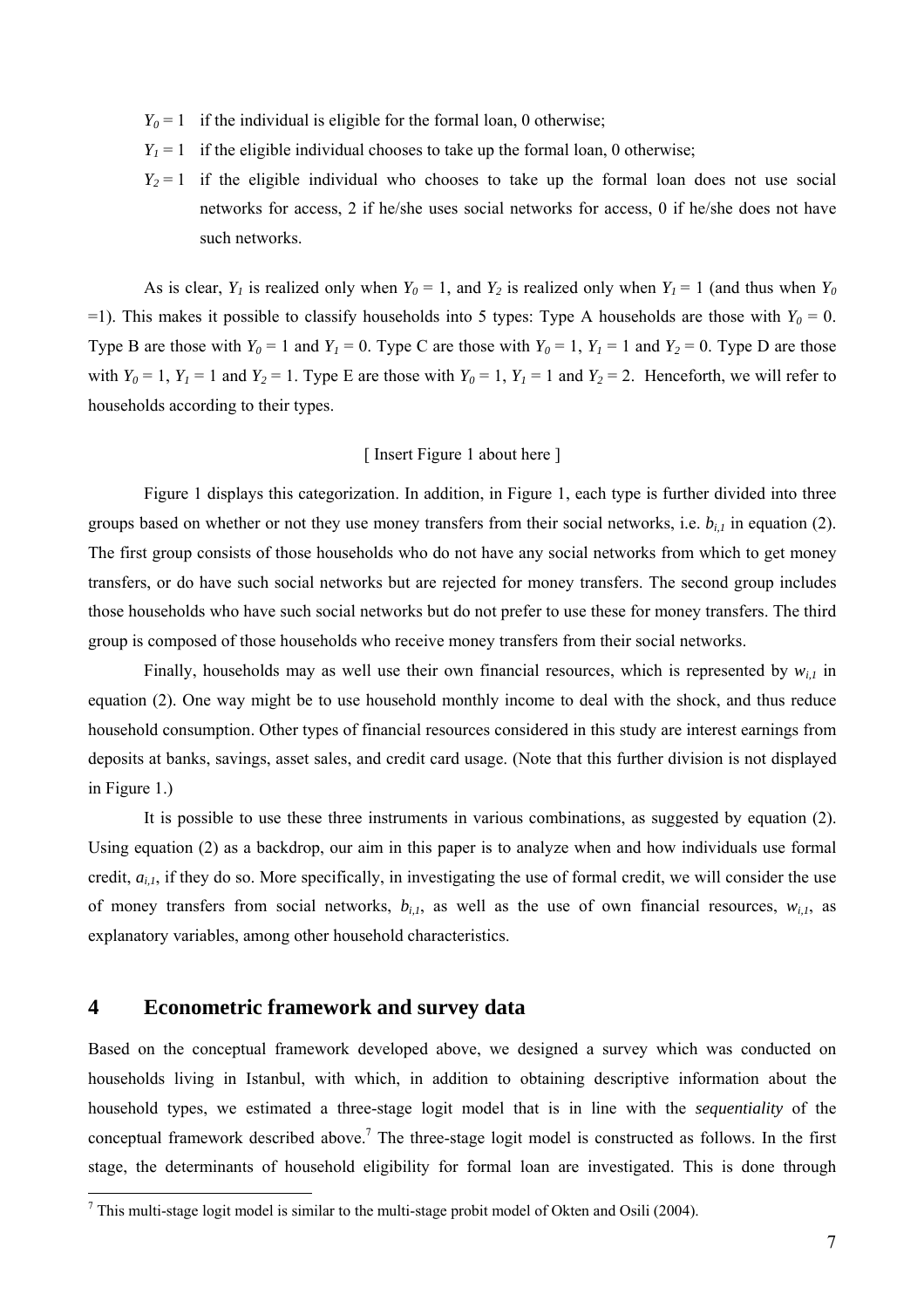$Y_0 = 1$ if the individual is eligible for the formal loan, 0 otherwise;

$Y_1 = 1$ if the eligible individual chooses to take up the formal loan, 0 otherwise;

$Y_2 = 1$ if the eligible individual who chooses to take up the formal loan does not use social networks for access, 2 if he/she uses social networks for access, 0 if he/she does not have such networks.

As is clear, $Y_1$ is realized only when $Y_0 = 1$, and $Y_2$ is realized only when $Y_1 = 1$ (and thus when $Y_0 = 1$). This makes it possible to classify households into 5 types: Type A households are those with $Y_0 = 0$. Type B are those with $Y_0 = 1$ and $Y_1 = 0$. Type C are those with $Y_0 = 1$, $Y_1 = 1$ and $Y_2 = 0$. Type D are those with $Y_0 = 1$, $Y_1 = 1$ and $Y_2 = 1$. Type E are those with $Y_0 = 1$, $Y_1 = 1$ and $Y_2 = 2$. Henceforth, we will refer to households according to their types.

[ Insert Figure 1 about here ]

Figure 1 displays this categorization. In addition, in Figure 1, each type is further divided into three groups based on whether or not they use money transfers from their social networks, i.e. $b_{i,1}$ in equation (2). The first group consists of those households who do not have any social networks from which to get money transfers, or do have such social networks but are rejected for money transfers. The second group includes those households who have such social networks but do not prefer to use these for money transfers. The third group is composed of those households who receive money transfers from their social networks.

Finally, households may as well use their own financial resources, which is represented by $w_{i,1}$ in equation (2). One way might be to use household monthly income to deal with the shock, and thus reduce household consumption. Other types of financial resources considered in this study are interest earnings from deposits at banks, savings, asset sales, and credit card usage. (Note that this further division is not displayed in Figure 1.)

It is possible to use these three instruments in various combinations, as suggested by equation (2). Using equation (2) as a backdrop, our aim in this paper is to analyze when and how individuals use formal credit, $a_{i,1}$, if they do so. More specifically, in investigating the use of formal credit, we will consider the use of money transfers from social networks, $b_{i,1}$, as well as the use of own financial resources, $w_{i,1}$, as explanatory variables, among other household characteristics.

## 4 Econometric framework and survey data

Based on the conceptual framework developed above, we designed a survey which was conducted on households living in Istanbul, with which, in addition to obtaining descriptive information about the household types, we estimated a three-stage logit model that is in line with the *sequentiality* of the conceptual framework described above.[7] The three-stage logit model is constructed as follows. In the first stage, the determinants of household eligibility for formal loan are investigated. This is done through

[7] This multi-stage logit model is similar to the multi-stage probit model of Okten and Osili (2004).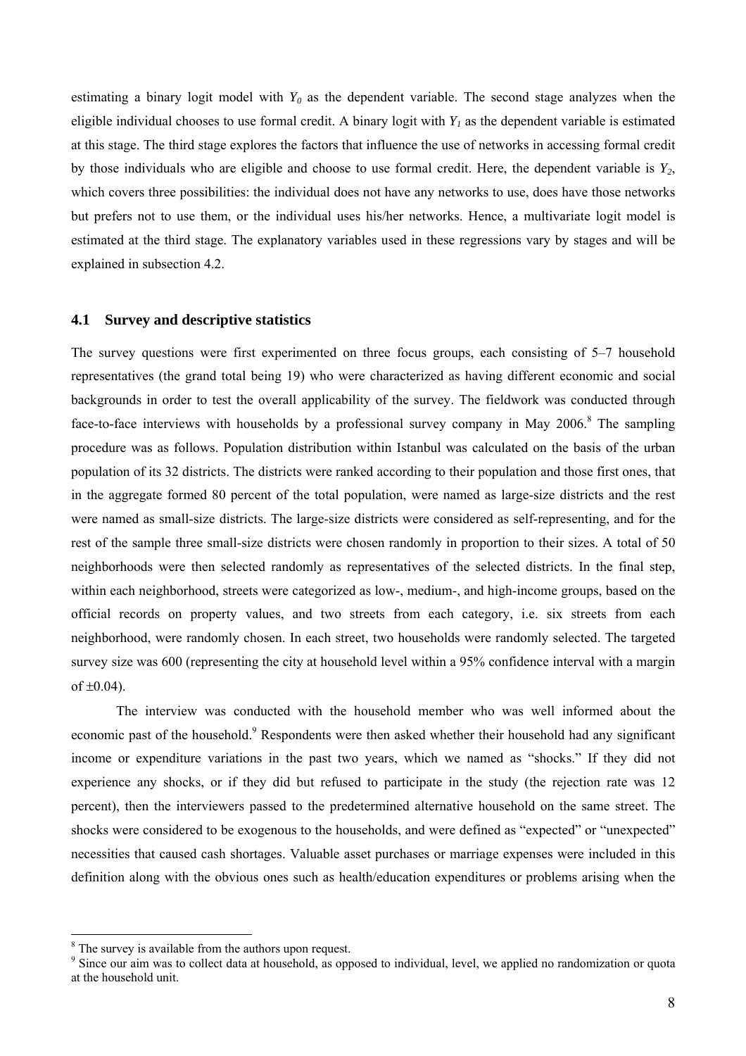estimating a binary logit model with $Y_0$ as the dependent variable. The second stage analyzes when the eligible individual chooses to use formal credit. A binary logit with $Y_1$ as the dependent variable is estimated at this stage. The third stage explores the factors that influence the use of networks in accessing formal credit by those individuals who are eligible and choose to use formal credit. Here, the dependent variable is $Y_2$, which covers three possibilities: the individual does not have any networks to use, does have those networks but prefers not to use them, or the individual uses his/her networks. Hence, a multivariate logit model is estimated at the third stage. The explanatory variables used in these regressions vary by stages and will be explained in subsection 4.2.

### 4.1 Survey and descriptive statistics

The survey questions were first experimented on three focus groups, each consisting of 5–7 household representatives (the grand total being 19) who were characterized as having different economic and social backgrounds in order to test the overall applicability of the survey. The fieldwork was conducted through face-to-face interviews with households by a professional survey company in May 2006.[8] The sampling procedure was as follows. Population distribution within Istanbul was calculated on the basis of the urban population of its 32 districts. The districts were ranked according to their population and those first ones, that in the aggregate formed 80 percent of the total population, were named as large-size districts and the rest were named as small-size districts. The large-size districts were considered as self-representing, and for the rest of the sample three small-size districts were chosen randomly in proportion to their sizes. A total of 50 neighborhoods were then selected randomly as representatives of the selected districts. In the final step, within each neighborhood, streets were categorized as low-, medium-, and high-income groups, based on the official records on property values, and two streets from each category, i.e. six streets from each neighborhood, were randomly chosen. In each street, two households were randomly selected. The targeted survey size was 600 (representing the city at household level within a 95% confidence interval with a margin of $\pm 0.04$).

The interview was conducted with the household member who was well informed about the economic past of the household.[9] Respondents were then asked whether their household had any significant income or expenditure variations in the past two years, which we named as "shocks." If they did not experience any shocks, or if they did but refused to participate in the study (the rejection rate was 12 percent), then the interviewers passed to the predetermined alternative household on the same street. The shocks were considered to be exogenous to the households, and were defined as "expected" or "unexpected" necessities that caused cash shortages. Valuable asset purchases or marriage expenses were included in this definition along with the obvious ones such as health/education expenditures or problems arising when the

---

[8] The survey is available from the authors upon request.

[9] Since our aim was to collect data at household, as opposed to individual, level, we applied no randomization or quota at the household unit.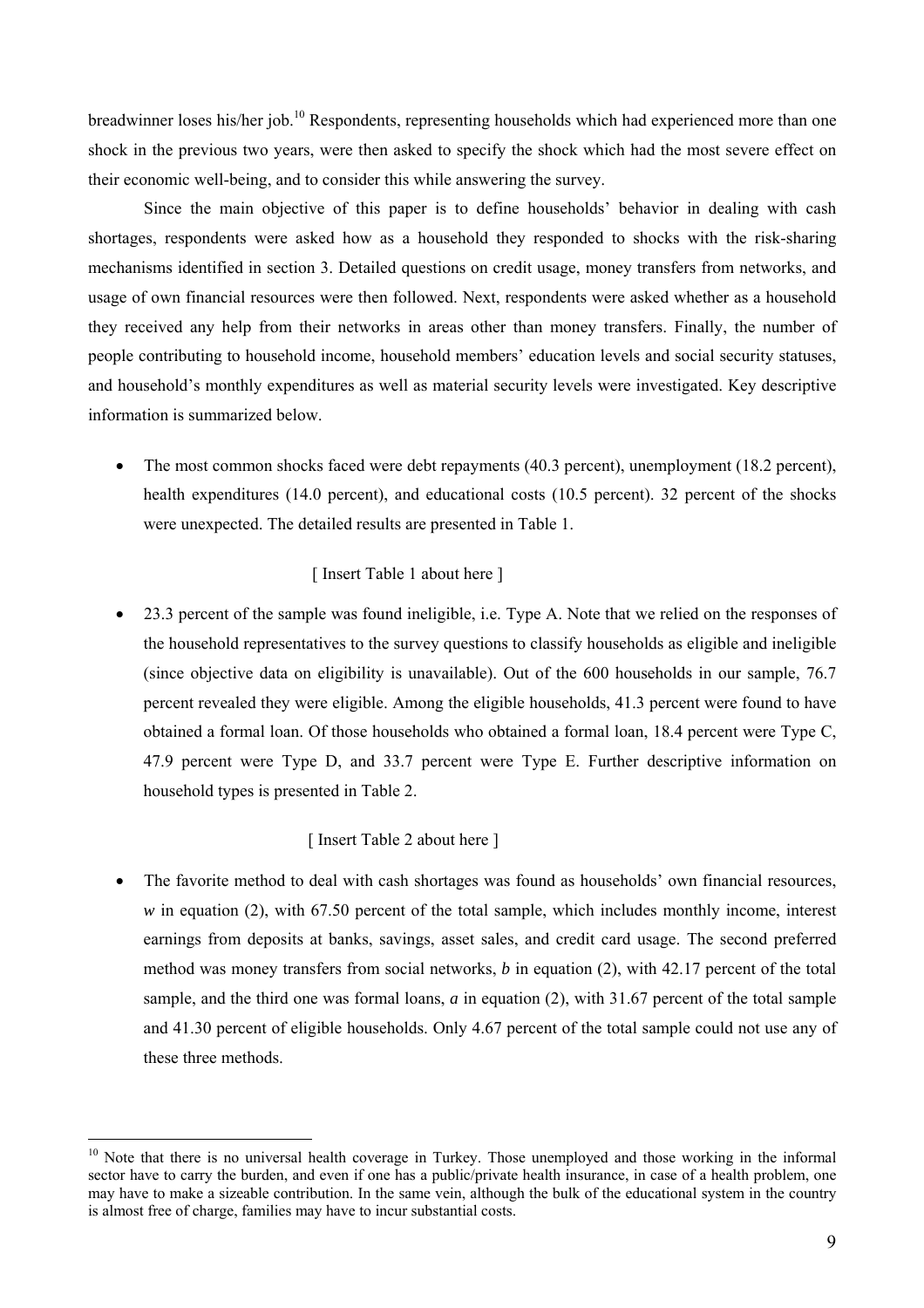breadwinner loses his/her job.[10] Respondents, representing households which had experienced more than one shock in the previous two years, were then asked to specify the shock which had the most severe effect on their economic well-being, and to consider this while answering the survey.

Since the main objective of this paper is to define households' behavior in dealing with cash shortages, respondents were asked how as a household they responded to shocks with the risk-sharing mechanisms identified in section 3. Detailed questions on credit usage, money transfers from networks, and usage of own financial resources were then followed. Next, respondents were asked whether as a household they received any help from their networks in areas other than money transfers. Finally, the number of people contributing to household income, household members' education levels and social security statuses, and household's monthly expenditures as well as material security levels were investigated. Key descriptive information is summarized below.

- The most common shocks faced were debt repayments (40.3 percent), unemployment (18.2 percent), health expenditures (14.0 percent), and educational costs (10.5 percent). 32 percent of the shocks were unexpected. The detailed results are presented in Table 1.

  [ Insert Table 1 about here ]

- 23.3 percent of the sample was found ineligible, i.e. Type A. Note that we relied on the responses of the household representatives to the survey questions to classify households as eligible and ineligible (since objective data on eligibility is unavailable). Out of the 600 households in our sample, 76.7 percent revealed they were eligible. Among the eligible households, 41.3 percent were found to have obtained a formal loan. Of those households who obtained a formal loan, 18.4 percent were Type C, 47.9 percent were Type D, and 33.7 percent were Type E. Further descriptive information on household types is presented in Table 2.

  [ Insert Table 2 about here ]

- The favorite method to deal with cash shortages was found as households' own financial resources, $w$ in equation (2), with 67.50 percent of the total sample, which includes monthly income, interest earnings from deposits at banks, savings, asset sales, and credit card usage. The second preferred method was money transfers from social networks, $b$ in equation (2), with 42.17 percent of the total sample, and the third one was formal loans, $a$ in equation (2), with 31.67 percent of the total sample and 41.30 percent of eligible households. Only 4.67 percent of the total sample could not use any of these three methods.

[10] Note that there is no universal health coverage in Turkey. Those unemployed and those working in the informal sector have to carry the burden, and even if one has a public/private health insurance, in case of a health problem, one may have to make a sizeable contribution. In the same vein, although the bulk of the educational system in the country is almost free of charge, families may have to incur substantial costs.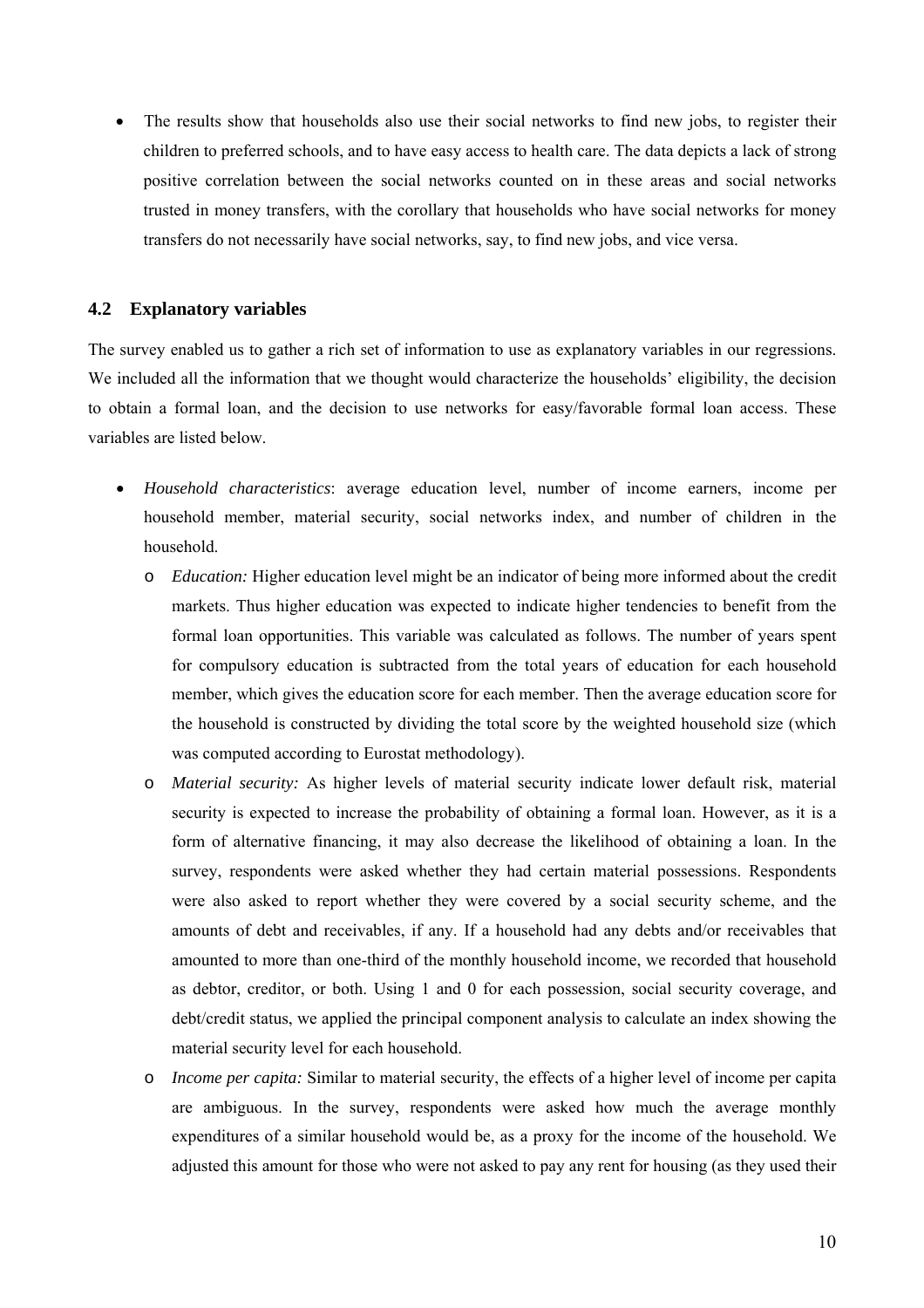- The results show that households also use their social networks to find new jobs, to register their children to preferred schools, and to have easy access to health care. The data depicts a lack of strong positive correlation between the social networks counted on in these areas and social networks trusted in money transfers, with the corollary that households who have social networks for money transfers do not necessarily have social networks, say, to find new jobs, and vice versa.

### 4.2 Explanatory variables

The survey enabled us to gather a rich set of information to use as explanatory variables in our regressions. We included all the information that we thought would characterize the households' eligibility, the decision to obtain a formal loan, and the decision to use networks for easy/favorable formal loan access. These variables are listed below.

- *Household characteristics*: average education level, number of income earners, income per household member, material security, social networks index, and number of children in the household.
  - *Education:* Higher education level might be an indicator of being more informed about the credit markets. Thus higher education was expected to indicate higher tendencies to benefit from the formal loan opportunities. This variable was calculated as follows. The number of years spent for compulsory education is subtracted from the total years of education for each household member, which gives the education score for each member. Then the average education score for the household is constructed by dividing the total score by the weighted household size (which was computed according to Eurostat methodology).
  - *Material security:* As higher levels of material security indicate lower default risk, material security is expected to increase the probability of obtaining a formal loan. However, as it is a form of alternative financing, it may also decrease the likelihood of obtaining a loan. In the survey, respondents were asked whether they had certain material possessions. Respondents were also asked to report whether they were covered by a social security scheme, and the amounts of debt and receivables, if any. If a household had any debts and/or receivables that amounted to more than one-third of the monthly household income, we recorded that household as debtor, creditor, or both. Using 1 and 0 for each possession, social security coverage, and debt/credit status, we applied the principal component analysis to calculate an index showing the material security level for each household.
  - *Income per capita:* Similar to material security, the effects of a higher level of income per capita are ambiguous. In the survey, respondents were asked how much the average monthly expenditures of a similar household would be, as a proxy for the income of the household. We adjusted this amount for those who were not asked to pay any rent for housing (as they used their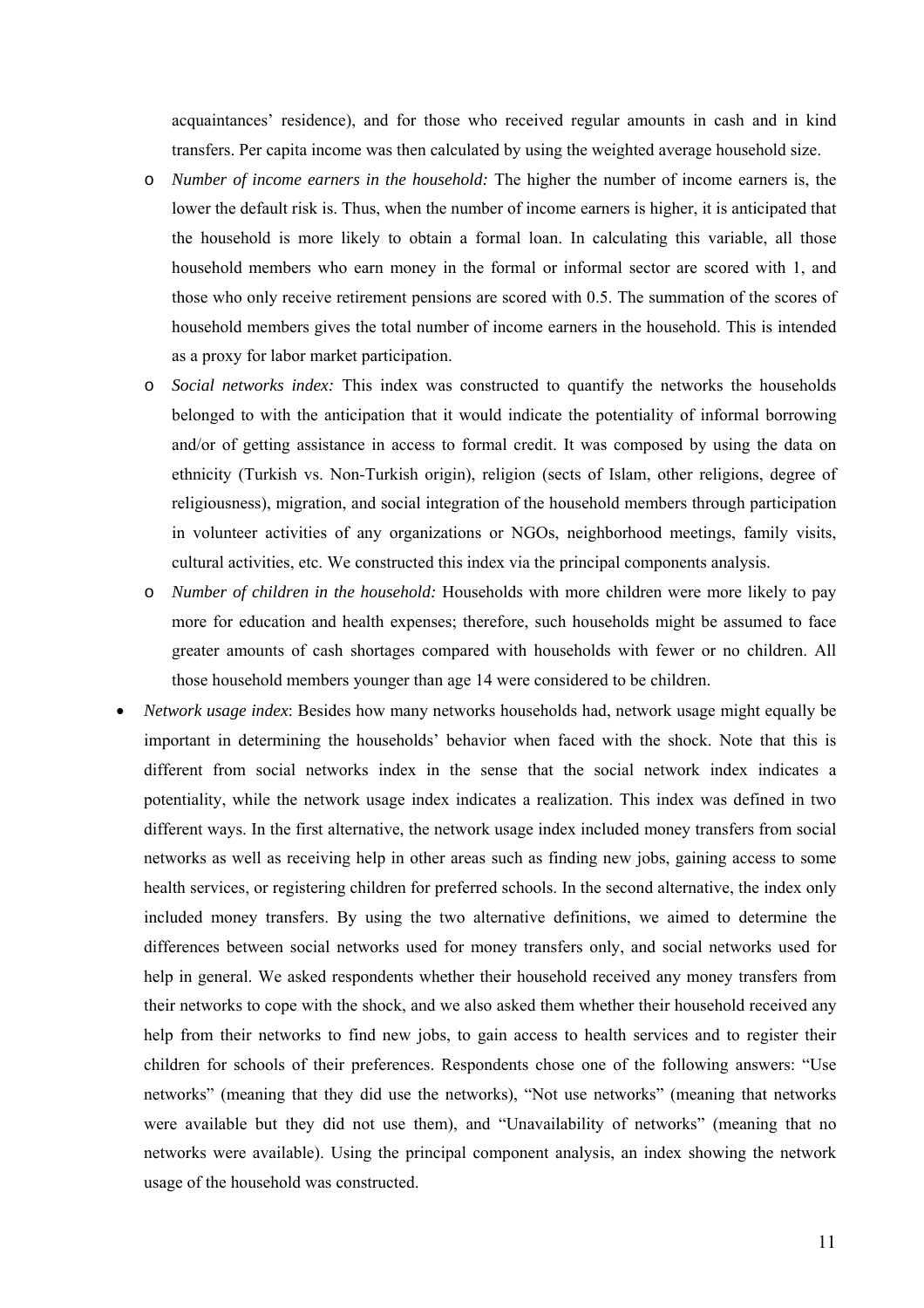acquaintances' residence), and for those who received regular amounts in cash and in kind transfers. Per capita income was then calculated by using the weighted average household size.

- *Number of income earners in the household:* The higher the number of income earners is, the lower the default risk is. Thus, when the number of income earners is higher, it is anticipated that the household is more likely to obtain a formal loan. In calculating this variable, all those household members who earn money in the formal or informal sector are scored with 1, and those who only receive retirement pensions are scored with 0.5. The summation of the scores of household members gives the total number of income earners in the household. This is intended as a proxy for labor market participation.
- *Social networks index:* This index was constructed to quantify the networks the households belonged to with the anticipation that it would indicate the potentiality of informal borrowing and/or of getting assistance in access to formal credit. It was composed by using the data on ethnicity (Turkish vs. Non-Turkish origin), religion (sects of Islam, other religions, degree of religiousness), migration, and social integration of the household members through participation in volunteer activities of any organizations or NGOs, neighborhood meetings, family visits, cultural activities, etc. We constructed this index via the principal components analysis.
- *Number of children in the household:* Households with more children were more likely to pay more for education and health expenses; therefore, such households might be assumed to face greater amounts of cash shortages compared with households with fewer or no children. All those household members younger than age 14 were considered to be children.

- *Network usage index*: Besides how many networks households had, network usage might equally be important in determining the households' behavior when faced with the shock. Note that this is different from social networks index in the sense that the social network index indicates a potentiality, while the network usage index indicates a realization. This index was defined in two different ways. In the first alternative, the network usage index included money transfers from social networks as well as receiving help in other areas such as finding new jobs, gaining access to some health services, or registering children for preferred schools. In the second alternative, the index only included money transfers. By using the two alternative definitions, we aimed to determine the differences between social networks used for money transfers only, and social networks used for help in general. We asked respondents whether their household received any money transfers from their networks to cope with the shock, and we also asked them whether their household received any help from their networks to find new jobs, to gain access to health services and to register their children for schools of their preferences. Respondents chose one of the following answers: "Use networks" (meaning that they did use the networks), "Not use networks" (meaning that networks were available but they did not use them), and "Unavailability of networks" (meaning that no networks were available). Using the principal component analysis, an index showing the network usage of the household was constructed.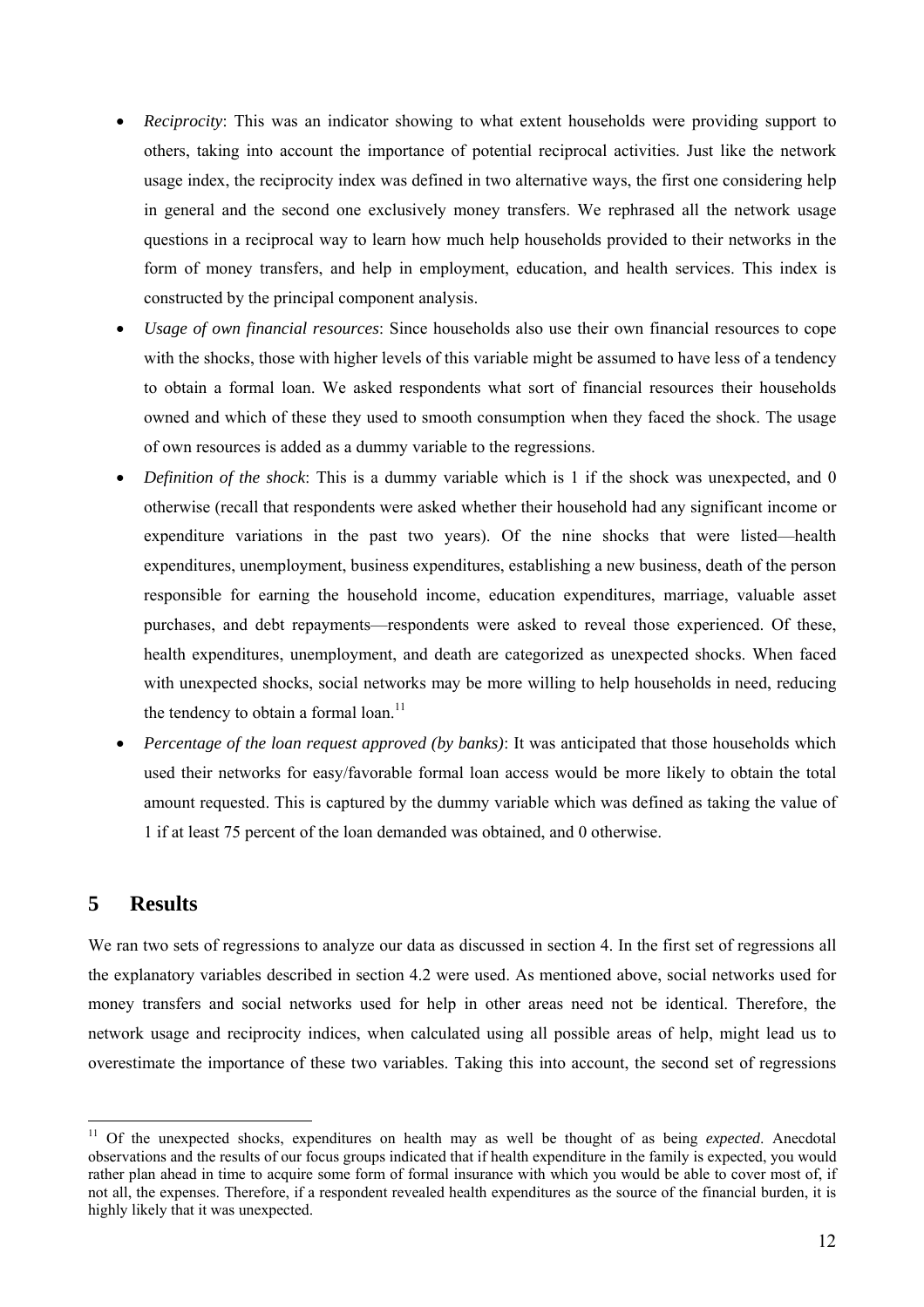- *Reciprocity*: This was an indicator showing to what extent households were providing support to others, taking into account the importance of potential reciprocal activities. Just like the network usage index, the reciprocity index was defined in two alternative ways, the first one considering help in general and the second one exclusively money transfers. We rephrased all the network usage questions in a reciprocal way to learn how much help households provided to their networks in the form of money transfers, and help in employment, education, and health services. This index is constructed by the principal component analysis.
- *Usage of own financial resources*: Since households also use their own financial resources to cope with the shocks, those with higher levels of this variable might be assumed to have less of a tendency to obtain a formal loan. We asked respondents what sort of financial resources their households owned and which of these they used to smooth consumption when they faced the shock. The usage of own resources is added as a dummy variable to the regressions.
- *Definition of the shock*: This is a dummy variable which is 1 if the shock was unexpected, and 0 otherwise (recall that respondents were asked whether their household had any significant income or expenditure variations in the past two years). Of the nine shocks that were listed—health expenditures, unemployment, business expenditures, establishing a new business, death of the person responsible for earning the household income, education expenditures, marriage, valuable asset purchases, and debt repayments—respondents were asked to reveal those experienced. Of these, health expenditures, unemployment, and death are categorized as unexpected shocks. When faced with unexpected shocks, social networks may be more willing to help households in need, reducing the tendency to obtain a formal loan.[11]
- *Percentage of the loan request approved (by banks)*: It was anticipated that those households which used their networks for easy/favorable formal loan access would be more likely to obtain the total amount requested. This is captured by the dummy variable which was defined as taking the value of 1 if at least 75 percent of the loan demanded was obtained, and 0 otherwise.

## 5 Results

We ran two sets of regressions to analyze our data as discussed in section 4. In the first set of regressions all the explanatory variables described in section 4.2 were used. As mentioned above, social networks used for money transfers and social networks used for help in other areas need not be identical. Therefore, the network usage and reciprocity indices, when calculated using all possible areas of help, might lead us to overestimate the importance of these two variables. Taking this into account, the second set of regressions

[11] Of the unexpected shocks, expenditures on health may as well be thought of as being *expected*. Anecdotal observations and the results of our focus groups indicated that if health expenditure in the family is expected, you would rather plan ahead in time to acquire some form of formal insurance with which you would be able to cover most of, if not all, the expenses. Therefore, if a respondent revealed health expenditures as the source of the financial burden, it is highly likely that it was unexpected.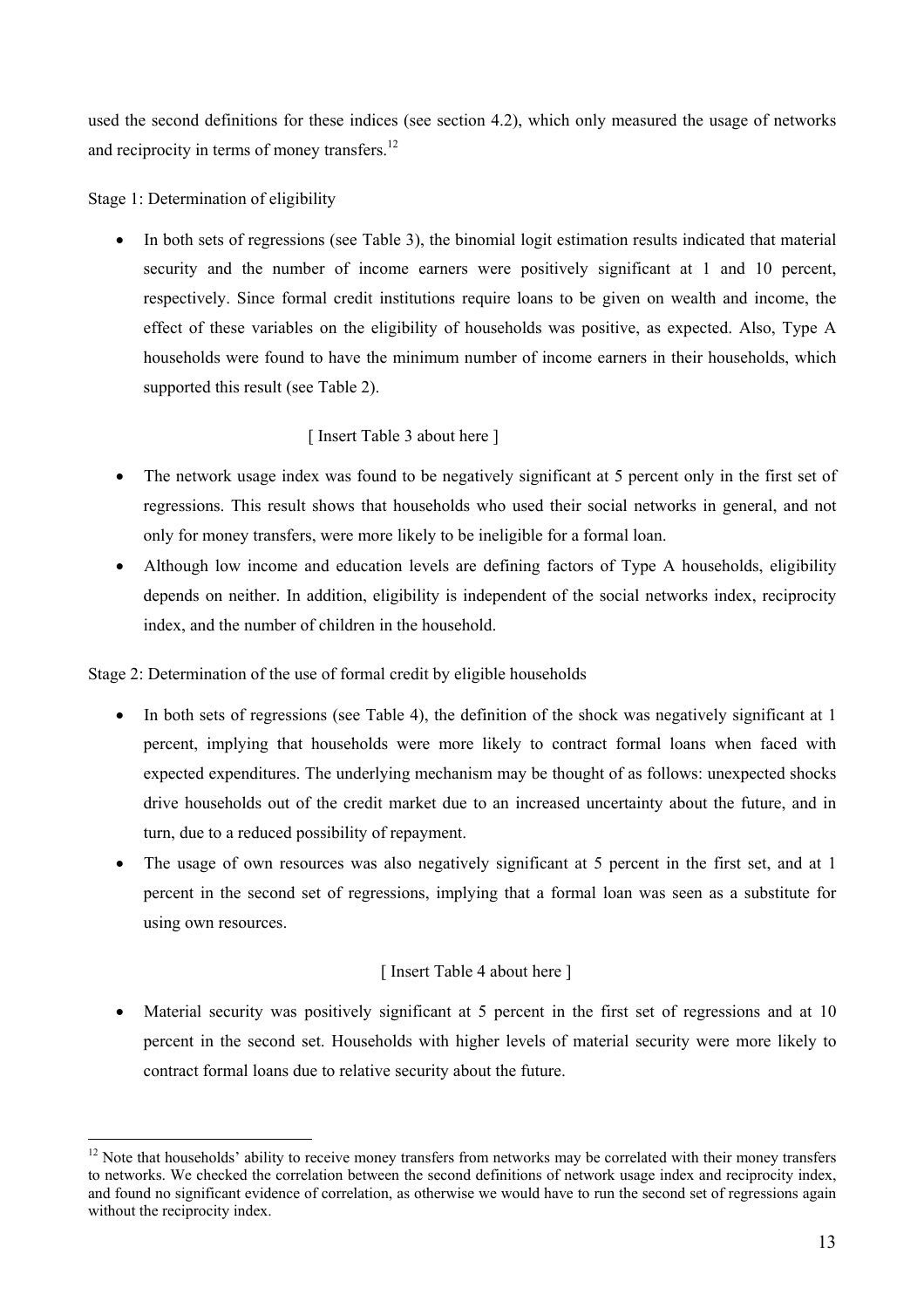used the second definitions for these indices (see section 4.2), which only measured the usage of networks and reciprocity in terms of money transfers.[12]

Stage 1: Determination of eligibility

- In both sets of regressions (see Table 3), the binomial logit estimation results indicated that material security and the number of income earners were positively significant at 1 and 10 percent, respectively. Since formal credit institutions require loans to be given on wealth and income, the effect of these variables on the eligibility of households was positive, as expected. Also, Type A households were found to have the minimum number of income earners in their households, which supported this result (see Table 2).

[ Insert Table 3 about here ]

- The network usage index was found to be negatively significant at 5 percent only in the first set of regressions. This result shows that households who used their social networks in general, and not only for money transfers, were more likely to be ineligible for a formal loan.
- Although low income and education levels are defining factors of Type A households, eligibility depends on neither. In addition, eligibility is independent of the social networks index, reciprocity index, and the number of children in the household.

Stage 2: Determination of the use of formal credit by eligible households

- In both sets of regressions (see Table 4), the definition of the shock was negatively significant at 1 percent, implying that households were more likely to contract formal loans when faced with expected expenditures. The underlying mechanism may be thought of as follows: unexpected shocks drive households out of the credit market due to an increased uncertainty about the future, and in turn, due to a reduced possibility of repayment.
- The usage of own resources was also negatively significant at 5 percent in the first set, and at 1 percent in the second set of regressions, implying that a formal loan was seen as a substitute for using own resources.

[ Insert Table 4 about here ]

- Material security was positively significant at 5 percent in the first set of regressions and at 10 percent in the second set. Households with higher levels of material security were more likely to contract formal loans due to relative security about the future.

---

[12] Note that households' ability to receive money transfers from networks may be correlated with their money transfers to networks. We checked the correlation between the second definitions of network usage index and reciprocity index, and found no significant evidence of correlation, as otherwise we would have to run the second set of regressions again without the reciprocity index.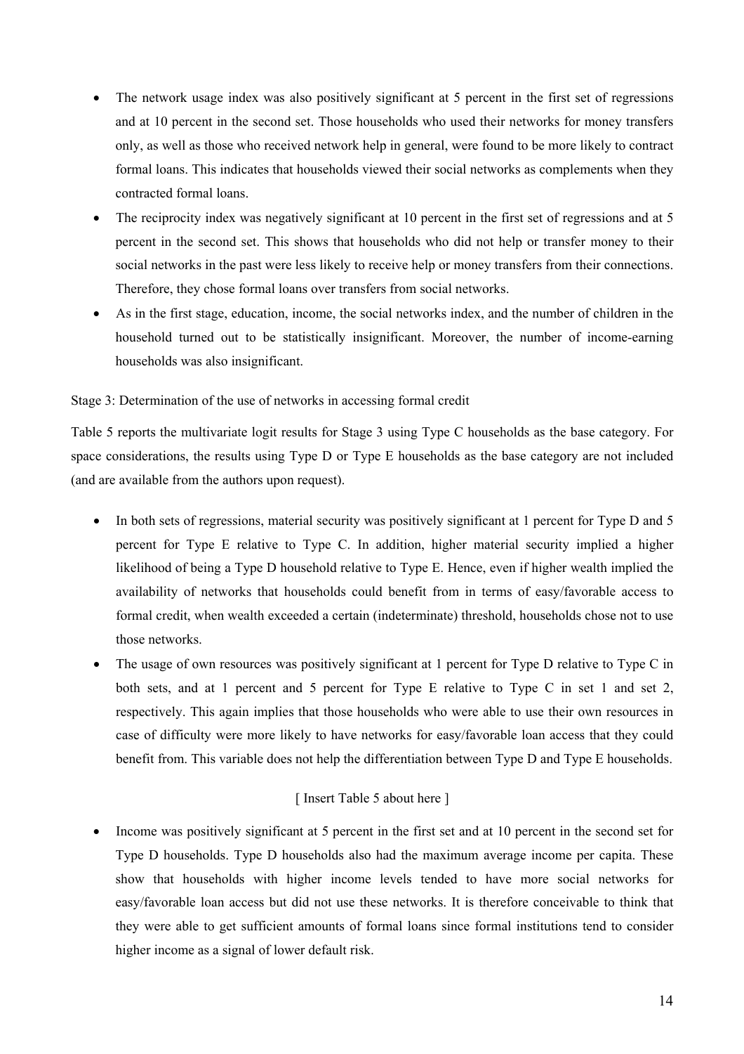- The network usage index was also positively significant at 5 percent in the first set of regressions and at 10 percent in the second set. Those households who used their networks for money transfers only, as well as those who received network help in general, were found to be more likely to contract formal loans. This indicates that households viewed their social networks as complements when they contracted formal loans.
- The reciprocity index was negatively significant at 10 percent in the first set of regressions and at 5 percent in the second set. This shows that households who did not help or transfer money to their social networks in the past were less likely to receive help or money transfers from their connections. Therefore, they chose formal loans over transfers from social networks.
- As in the first stage, education, income, the social networks index, and the number of children in the household turned out to be statistically insignificant. Moreover, the number of income-earning households was also insignificant.

Stage 3: Determination of the use of networks in accessing formal credit

Table 5 reports the multivariate logit results for Stage 3 using Type C households as the base category. For space considerations, the results using Type D or Type E households as the base category are not included (and are available from the authors upon request).

- In both sets of regressions, material security was positively significant at 1 percent for Type D and 5 percent for Type E relative to Type C. In addition, higher material security implied a higher likelihood of being a Type D household relative to Type E. Hence, even if higher wealth implied the availability of networks that households could benefit from in terms of easy/favorable access to formal credit, when wealth exceeded a certain (indeterminate) threshold, households chose not to use those networks.
- The usage of own resources was positively significant at 1 percent for Type D relative to Type C in both sets, and at 1 percent and 5 percent for Type E relative to Type C in set 1 and set 2, respectively. This again implies that those households who were able to use their own resources in case of difficulty were more likely to have networks for easy/favorable loan access that they could benefit from. This variable does not help the differentiation between Type D and Type E households.

[ Insert Table 5 about here ]

- Income was positively significant at 5 percent in the first set and at 10 percent in the second set for Type D households. Type D households also had the maximum average income per capita. These show that households with higher income levels tended to have more social networks for easy/favorable loan access but did not use these networks. It is therefore conceivable to think that they were able to get sufficient amounts of formal loans since formal institutions tend to consider higher income as a signal of lower default risk.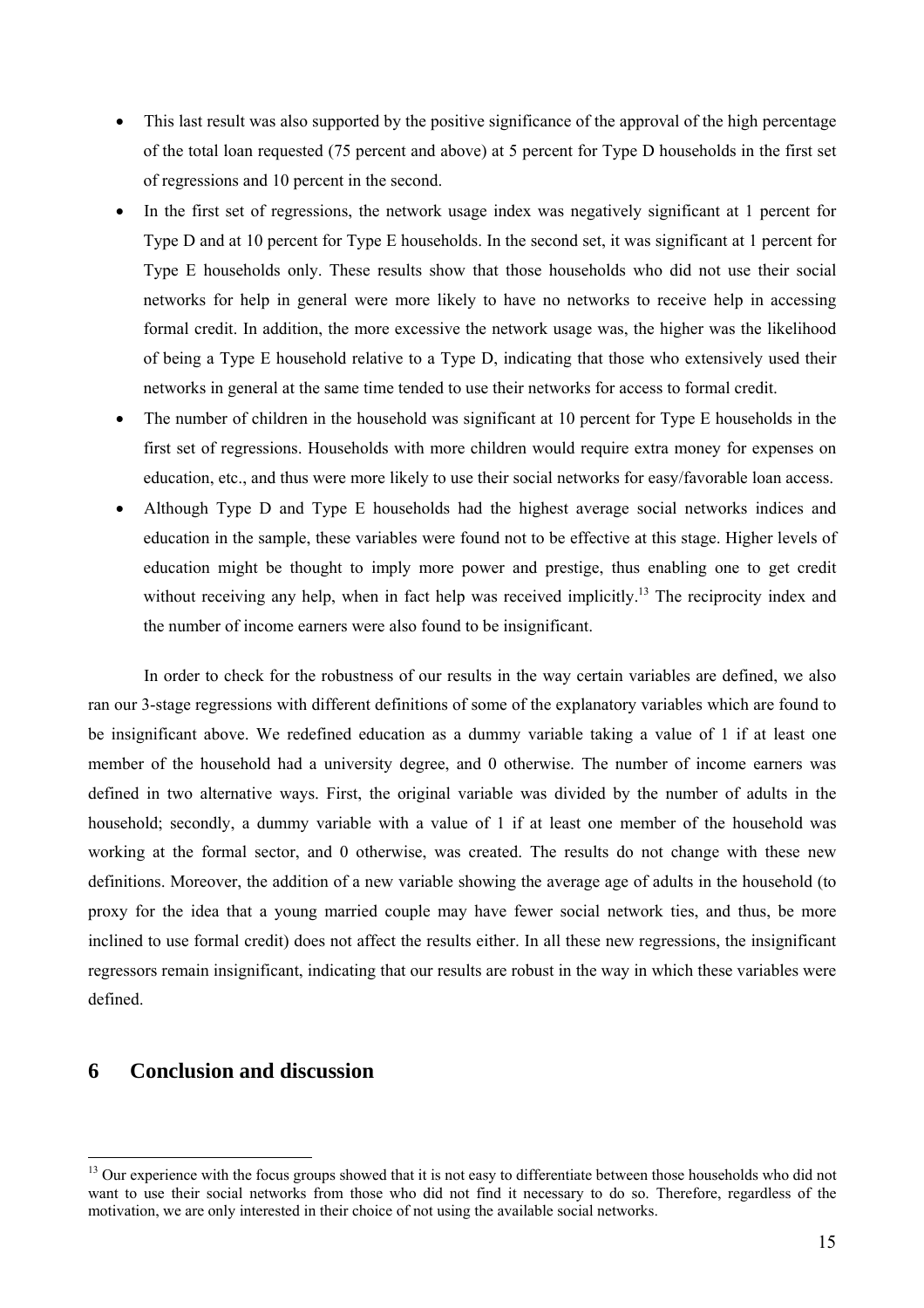- This last result was also supported by the positive significance of the approval of the high percentage of the total loan requested (75 percent and above) at 5 percent for Type D households in the first set of regressions and 10 percent in the second.
- In the first set of regressions, the network usage index was negatively significant at 1 percent for Type D and at 10 percent for Type E households. In the second set, it was significant at 1 percent for Type E households only. These results show that those households who did not use their social networks for help in general were more likely to have no networks to receive help in accessing formal credit. In addition, the more excessive the network usage was, the higher was the likelihood of being a Type E household relative to a Type D, indicating that those who extensively used their networks in general at the same time tended to use their networks for access to formal credit.
- The number of children in the household was significant at 10 percent for Type E households in the first set of regressions. Households with more children would require extra money for expenses on education, etc., and thus were more likely to use their social networks for easy/favorable loan access.
- Although Type D and Type E households had the highest average social networks indices and education in the sample, these variables were found not to be effective at this stage. Higher levels of education might be thought to imply more power and prestige, thus enabling one to get credit without receiving any help, when in fact help was received implicitly.[13] The reciprocity index and the number of income earners were also found to be insignificant.

In order to check for the robustness of our results in the way certain variables are defined, we also ran our 3-stage regressions with different definitions of some of the explanatory variables which are found to be insignificant above. We redefined education as a dummy variable taking a value of 1 if at least one member of the household had a university degree, and 0 otherwise. The number of income earners was defined in two alternative ways. First, the original variable was divided by the number of adults in the household; secondly, a dummy variable with a value of 1 if at least one member of the household was working at the formal sector, and 0 otherwise, was created. The results do not change with these new definitions. Moreover, the addition of a new variable showing the average age of adults in the household (to proxy for the idea that a young married couple may have fewer social network ties, and thus, be more inclined to use formal credit) does not affect the results either. In all these new regressions, the insignificant regressors remain insignificant, indicating that our results are robust in the way in which these variables were defined.

# 6 Conclusion and discussion

[13] Our experience with the focus groups showed that it is not easy to differentiate between those households who did not want to use their social networks from those who did not find it necessary to do so. Therefore, regardless of the motivation, we are only interested in their choice of not using the available social networks.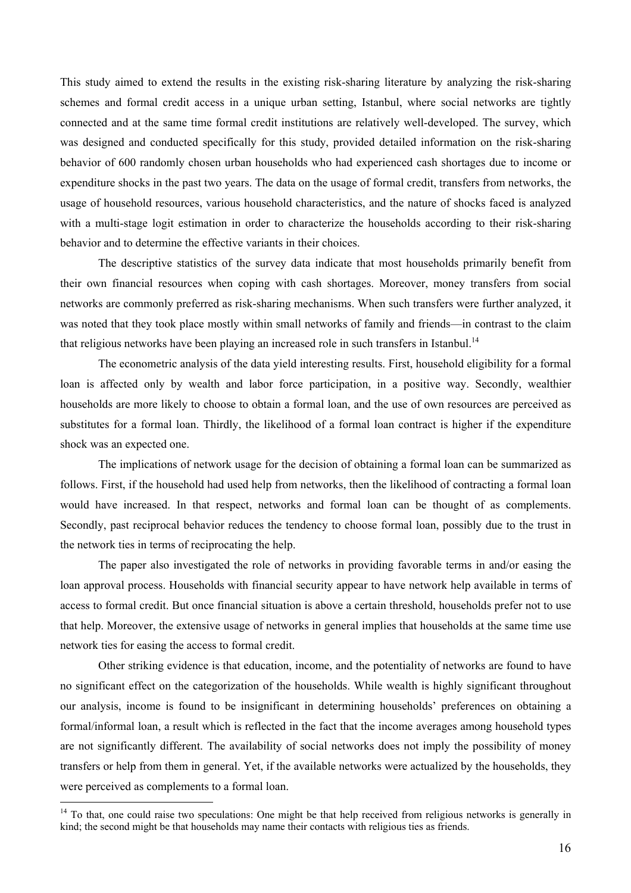This study aimed to extend the results in the existing risk-sharing literature by analyzing the risk-sharing schemes and formal credit access in a unique urban setting, Istanbul, where social networks are tightly connected and at the same time formal credit institutions are relatively well-developed. The survey, which was designed and conducted specifically for this study, provided detailed information on the risk-sharing behavior of 600 randomly chosen urban households who had experienced cash shortages due to income or expenditure shocks in the past two years. The data on the usage of formal credit, transfers from networks, the usage of household resources, various household characteristics, and the nature of shocks faced is analyzed with a multi-stage logit estimation in order to characterize the households according to their risk-sharing behavior and to determine the effective variants in their choices.

The descriptive statistics of the survey data indicate that most households primarily benefit from their own financial resources when coping with cash shortages. Moreover, money transfers from social networks are commonly preferred as risk-sharing mechanisms. When such transfers were further analyzed, it was noted that they took place mostly within small networks of family and friends—in contrast to the claim that religious networks have been playing an increased role in such transfers in Istanbul.[14]

The econometric analysis of the data yield interesting results. First, household eligibility for a formal loan is affected only by wealth and labor force participation, in a positive way. Secondly, wealthier households are more likely to choose to obtain a formal loan, and the use of own resources are perceived as substitutes for a formal loan. Thirdly, the likelihood of a formal loan contract is higher if the expenditure shock was an expected one.

The implications of network usage for the decision of obtaining a formal loan can be summarized as follows. First, if the household had used help from networks, then the likelihood of contracting a formal loan would have increased. In that respect, networks and formal loan can be thought of as complements. Secondly, past reciprocal behavior reduces the tendency to choose formal loan, possibly due to the trust in the network ties in terms of reciprocating the help.

The paper also investigated the role of networks in providing favorable terms in and/or easing the loan approval process. Households with financial security appear to have network help available in terms of access to formal credit. But once financial situation is above a certain threshold, households prefer not to use that help. Moreover, the extensive usage of networks in general implies that households at the same time use network ties for easing the access to formal credit.

Other striking evidence is that education, income, and the potentiality of networks are found to have no significant effect on the categorization of the households. While wealth is highly significant throughout our analysis, income is found to be insignificant in determining households' preferences on obtaining a formal/informal loan, a result which is reflected in the fact that the income averages among household types are not significantly different. The availability of social networks does not imply the possibility of money transfers or help from them in general. Yet, if the available networks were actualized by the households, they were perceived as complements to a formal loan.

[14] To that, one could raise two speculations: One might be that help received from religious networks is generally in kind; the second might be that households may name their contacts with religious ties as friends.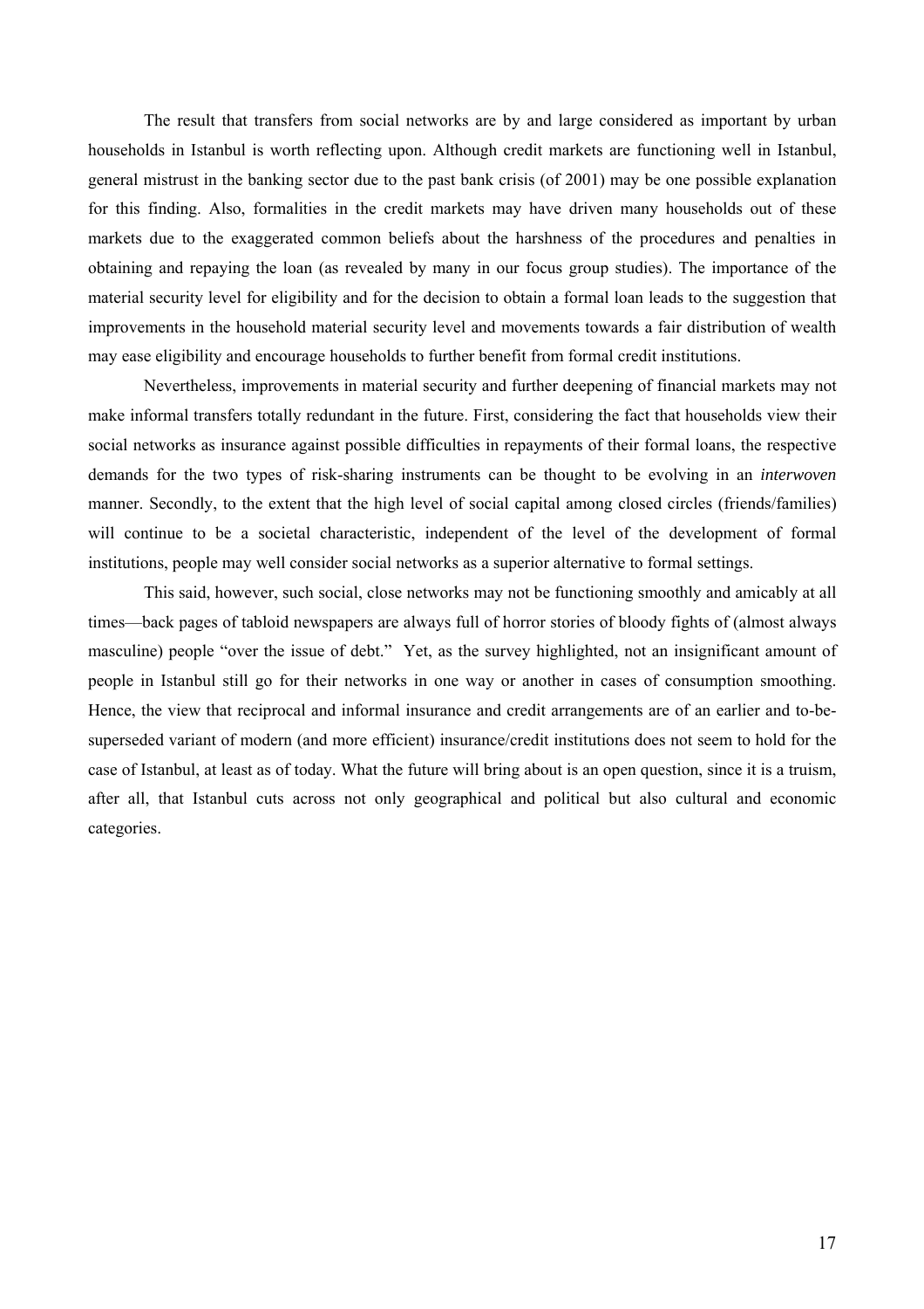The result that transfers from social networks are by and large considered as important by urban households in Istanbul is worth reflecting upon. Although credit markets are functioning well in Istanbul, general mistrust in the banking sector due to the past bank crisis (of 2001) may be one possible explanation for this finding. Also, formalities in the credit markets may have driven many households out of these markets due to the exaggerated common beliefs about the harshness of the procedures and penalties in obtaining and repaying the loan (as revealed by many in our focus group studies). The importance of the material security level for eligibility and for the decision to obtain a formal loan leads to the suggestion that improvements in the household material security level and movements towards a fair distribution of wealth may ease eligibility and encourage households to further benefit from formal credit institutions.

Nevertheless, improvements in material security and further deepening of financial markets may not make informal transfers totally redundant in the future. First, considering the fact that households view their social networks as insurance against possible difficulties in repayments of their formal loans, the respective demands for the two types of risk-sharing instruments can be thought to be evolving in an *interwoven* manner. Secondly, to the extent that the high level of social capital among closed circles (friends/families) will continue to be a societal characteristic, independent of the level of the development of formal institutions, people may well consider social networks as a superior alternative to formal settings.

This said, however, such social, close networks may not be functioning smoothly and amicably at all times—back pages of tabloid newspapers are always full of horror stories of bloody fights of (almost always masculine) people "over the issue of debt." Yet, as the survey highlighted, not an insignificant amount of people in Istanbul still go for their networks in one way or another in cases of consumption smoothing. Hence, the view that reciprocal and informal insurance and credit arrangements are of an earlier and to-be-superseded variant of modern (and more efficient) insurance/credit institutions does not seem to hold for the case of Istanbul, at least as of today. What the future will bring about is an open question, since it is a truism, after all, that Istanbul cuts across not only geographical and political but also cultural and economic categories.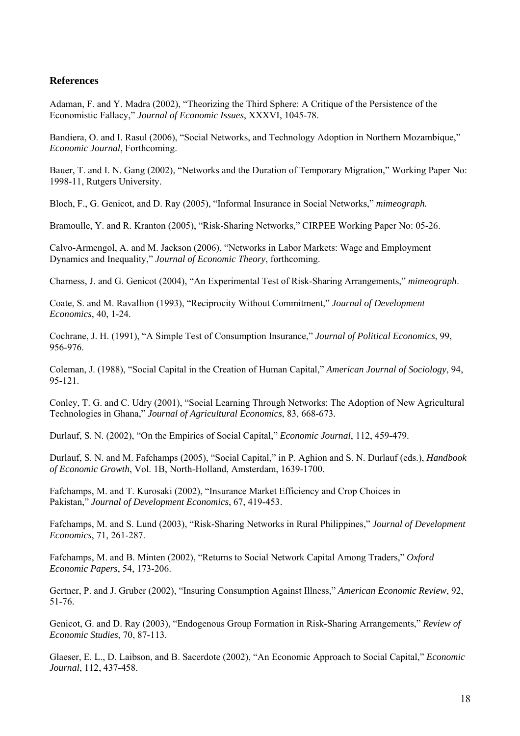## References

Adaman, F. and Y. Madra (2002), "Theorizing the Third Sphere: A Critique of the Persistence of the Economistic Fallacy," *Journal of Economic Issues*, XXXVI, 1045-78.

Bandiera, O. and I. Rasul (2006), "Social Networks, and Technology Adoption in Northern Mozambique," *Economic Journal*, Forthcoming.

Bauer, T. and I. N. Gang (2002), "Networks and the Duration of Temporary Migration," Working Paper No: 1998-11, Rutgers University.

Bloch, F., G. Genicot, and D. Ray (2005), "Informal Insurance in Social Networks," *mimeograph.*

Bramoulle, Y. and R. Kranton (2005), "Risk-Sharing Networks," CIRPEE Working Paper No: 05-26.

Calvo-Armengol, A. and M. Jackson (2006), "Networks in Labor Markets: Wage and Employment Dynamics and Inequality," *Journal of Economic Theory*, forthcoming.

Charness, J. and G. Genicot (2004), "An Experimental Test of Risk-Sharing Arrangements," *mimeograph*.

Coate, S. and M. Ravallion (1993), "Reciprocity Without Commitment," *Journal of Development Economics*, 40, 1-24.

Cochrane, J. H. (1991), "A Simple Test of Consumption Insurance," *Journal of Political Economics*, 99, 956-976.

Coleman, J. (1988), "Social Capital in the Creation of Human Capital," *American Journal of Sociology*, 94, 95-121.

Conley, T. G. and C. Udry (2001), "Social Learning Through Networks: The Adoption of New Agricultural Technologies in Ghana," *Journal of Agricultural Economics*, 83, 668-673.

Durlauf, S. N. (2002), "On the Empirics of Social Capital," *Economic Journal*, 112, 459-479.

Durlauf, S. N. and M. Fafchamps (2005), "Social Capital," in P. Aghion and S. N. Durlauf (eds.), *Handbook of Economic Growth*, Vol. 1B, North-Holland, Amsterdam, 1639-1700.

Fafchamps, M. and T. Kurosaki (2002), "Insurance Market Efficiency and Crop Choices in Pakistan," *Journal of Development Economics*, 67, 419-453.

Fafchamps, M. and S. Lund (2003), "Risk-Sharing Networks in Rural Philippines," *Journal of Development Economics*, 71, 261-287.

Fafchamps, M. and B. Minten (2002), "Returns to Social Network Capital Among Traders," *Oxford Economic Papers*, 54, 173-206.

Gertner, P. and J. Gruber (2002), "Insuring Consumption Against Illness," *American Economic Review*, 92, 51-76.

Genicot, G. and D. Ray (2003), "Endogenous Group Formation in Risk-Sharing Arrangements," *Review of Economic Studies*, 70, 87-113.

Glaeser, E. L., D. Laibson, and B. Sacerdote (2002), "An Economic Approach to Social Capital," *Economic Journal*, 112, 437-458.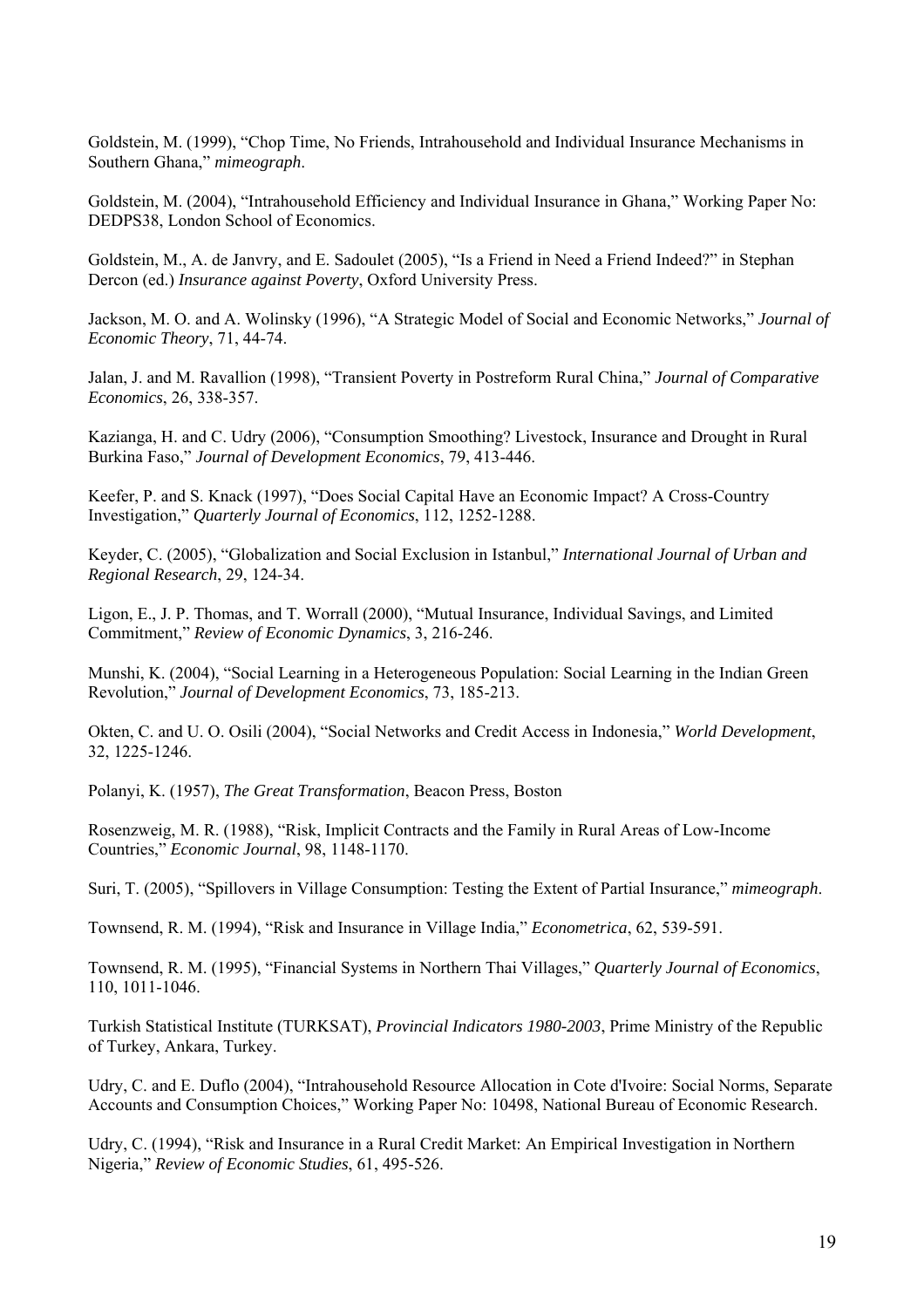Goldstein, M. (1999), "Chop Time, No Friends, Intrahousehold and Individual Insurance Mechanisms in Southern Ghana," *mimeograph*.

Goldstein, M. (2004), "Intrahousehold Efficiency and Individual Insurance in Ghana," Working Paper No: DEDPS38, London School of Economics.

Goldstein, M., A. de Janvry, and E. Sadoulet (2005), "Is a Friend in Need a Friend Indeed?" in Stephan Dercon (ed.) *Insurance against Poverty*, Oxford University Press.

Jackson, M. O. and A. Wolinsky (1996), "A Strategic Model of Social and Economic Networks," *Journal of Economic Theory*, 71, 44-74.

Jalan, J. and M. Ravallion (1998), "Transient Poverty in Postreform Rural China," *Journal of Comparative Economics*, 26, 338-357.

Kazianga, H. and C. Udry (2006), "Consumption Smoothing? Livestock, Insurance and Drought in Rural Burkina Faso," *Journal of Development Economics*, 79, 413-446.

Keefer, P. and S. Knack (1997), "Does Social Capital Have an Economic Impact? A Cross-Country Investigation," *Quarterly Journal of Economics*, 112, 1252-1288.

Keyder, C. (2005), "Globalization and Social Exclusion in Istanbul," *International Journal of Urban and Regional Research*, 29, 124-34.

Ligon, E., J. P. Thomas, and T. Worrall (2000), "Mutual Insurance, Individual Savings, and Limited Commitment," *Review of Economic Dynamics*, 3, 216-246.

Munshi, K. (2004), "Social Learning in a Heterogeneous Population: Social Learning in the Indian Green Revolution," *Journal of Development Economics*, 73, 185-213.

Okten, C. and U. O. Osili (2004), "Social Networks and Credit Access in Indonesia," *World Development*, 32, 1225-1246.

Polanyi, K. (1957), *The Great Transformation*, Beacon Press, Boston

Rosenzweig, M. R. (1988), "Risk, Implicit Contracts and the Family in Rural Areas of Low-Income Countries," *Economic Journal*, 98, 1148-1170.

Suri, T. (2005), "Spillovers in Village Consumption: Testing the Extent of Partial Insurance," *mimeograph*.

Townsend, R. M. (1994), "Risk and Insurance in Village India," *Econometrica*, 62, 539-591.

Townsend, R. M. (1995), "Financial Systems in Northern Thai Villages," *Quarterly Journal of Economics*, 110, 1011-1046.

Turkish Statistical Institute (TURKSAT), *Provincial Indicators 1980-2003*, Prime Ministry of the Republic of Turkey, Ankara, Turkey.

Udry, C. and E. Duflo (2004), "Intrahousehold Resource Allocation in Cote d'Ivoire: Social Norms, Separate Accounts and Consumption Choices," Working Paper No: 10498, National Bureau of Economic Research.

Udry, C. (1994), "Risk and Insurance in a Rural Credit Market: An Empirical Investigation in Northern Nigeria," *Review of Economic Studies*, 61, 495-526.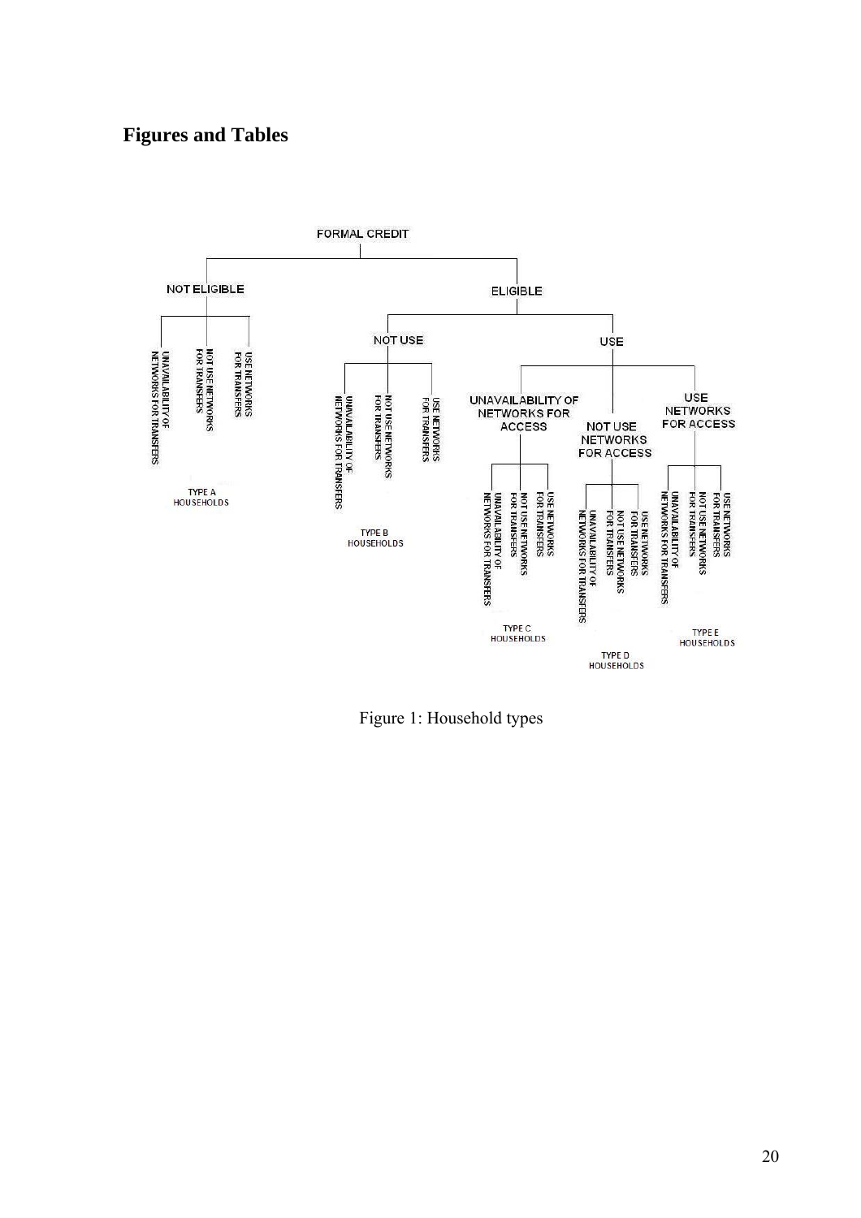## Figures and Tables

FORMAL CREDIT

- NOT ELIGIBLE
  - UNAVAILABILITY OF NETWORKS FOR TRANSFERS
  - NOT USE NETWORKS FOR TRANSFERS
  - USE NETWORKS FOR TRANSFERS
  - TYPE A HOUSEHOLDS
- ELIGIBLE
  - NOT USE
    - UNAVAILABILITY OF NETWORKS FOR TRANSFERS
    - NOT USE NETWORKS FOR TRANSFERS
    - USE NETWORKS FOR TRANSFERS
    - TYPE B HOUSEHOLDS
  - USE
    - UNAVAILABILITY OF NETWORKS FOR ACCESS
      - UNAVAILABILITY OF NETWORKS FOR TRANSFERS
      - NOT USE NETWORKS FOR TRANSFERS
      - USE NETWORKS FOR TRANSFERS
      - TYPE C HOUSEHOLDS
    - NOT USE NETWORKS FOR ACCESS
      - UNAVAILABILITY OF NETWORKS FOR TRANSFERS
      - NOT USE NETWORKS FOR TRANSFERS
      - USE NETWORKS FOR TRANSFERS
      - TYPE D HOUSEHOLDS
    - USE NETWORKS FOR ACCESS
      - UNAVAILABILITY OF NETWORKS FOR TRANSFERS
      - NOT USE NETWORKS FOR TRANSFERS
      - USE NETWORKS FOR TRANSFERS
      - TYPE E HOUSEHOLDS

Figure 1: Household types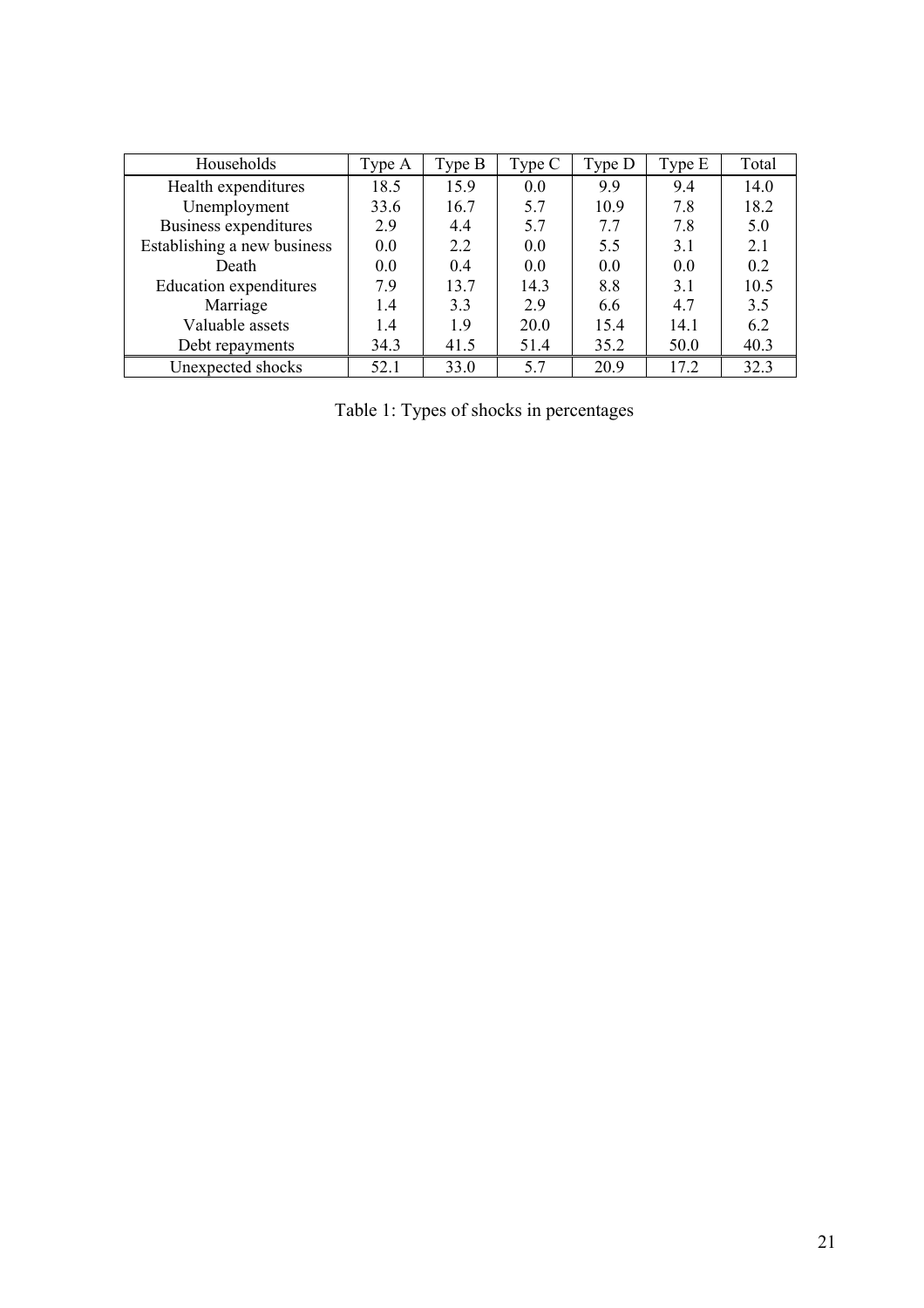| Households | Type A | Type B | Type C | Type D | Type E | Total |
|---|---|---|---|---|---|---|
| Health expenditures | 18.5 | 15.9 | 0.0 | 9.9 | 9.4 | 14.0 |
| Unemployment | 33.6 | 16.7 | 5.7 | 10.9 | 7.8 | 18.2 |
| Business expenditures | 2.9 | 4.4 | 5.7 | 7.7 | 7.8 | 5.0 |
| Establishing a new business | 0.0 | 2.2 | 0.0 | 5.5 | 3.1 | 2.1 |
| Death | 0.0 | 0.4 | 0.0 | 0.0 | 0.0 | 0.2 |
| Education expenditures | 7.9 | 13.7 | 14.3 | 8.8 | 3.1 | 10.5 |
| Marriage | 1.4 | 3.3 | 2.9 | 6.6 | 4.7 | 3.5 |
| Valuable assets | 1.4 | 1.9 | 20.0 | 15.4 | 14.1 | 6.2 |
| Debt repayments | 34.3 | 41.5 | 51.4 | 35.2 | 50.0 | 40.3 |
| Unexpected shocks | 52.1 | 33.0 | 5.7 | 20.9 | 17.2 | 32.3 |

Table 1: Types of shocks in percentages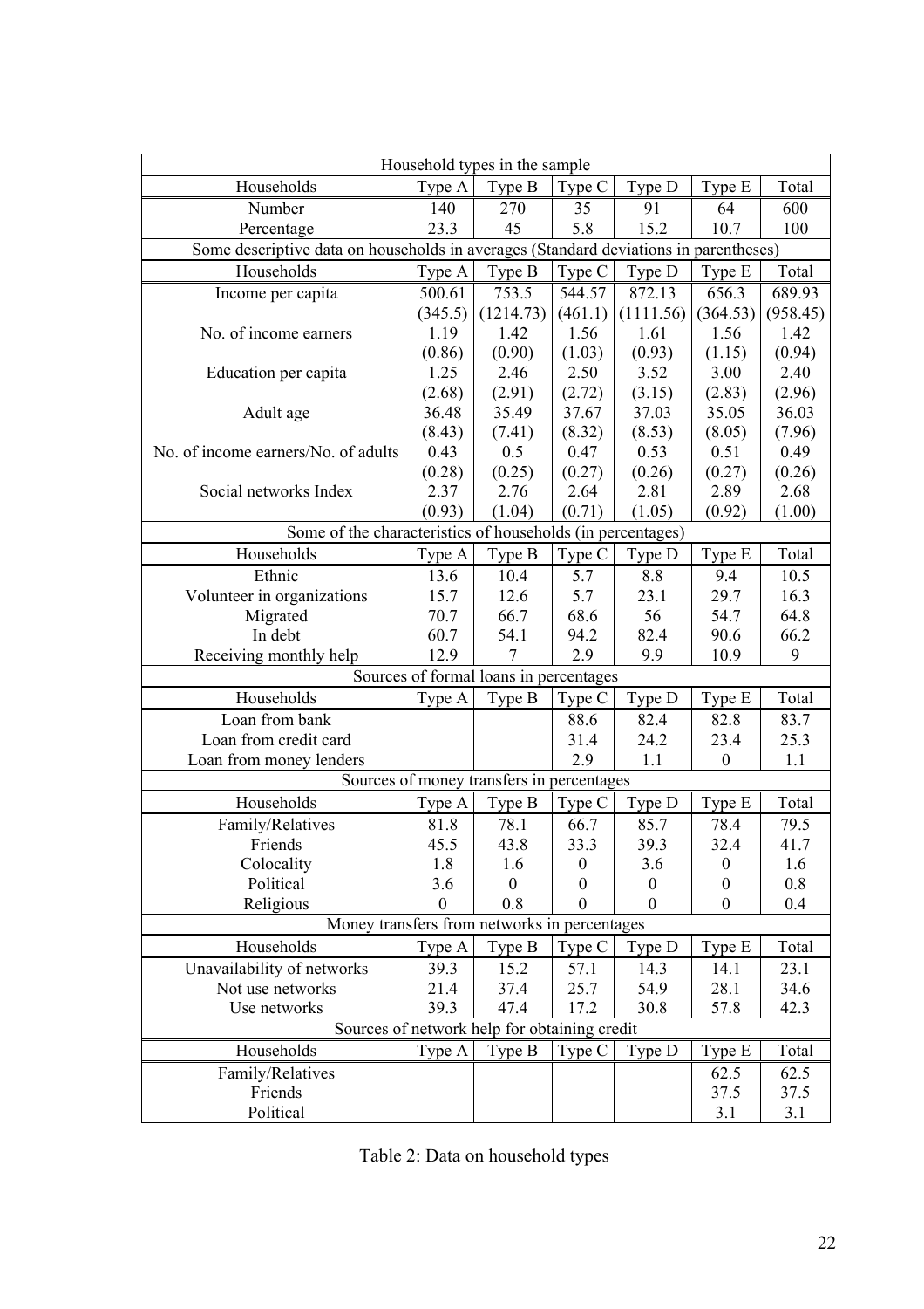| Household types in the sample | | | | | | |
|---|---|---|---|---|---|---|
| Households | Type A | Type B | Type C | Type D | Type E | Total |
| Number | 140 | 270 | 35 | 91 | 64 | 600 |
| Percentage | 23.3 | 45 | 5.8 | 15.2 | 10.7 | 100 |
| **Some descriptive data on households in averages (Standard deviations in parentheses)** | | | | | | |
| Households | Type A | Type B | Type C | Type D | Type E | Total |
| Income per capita | 500.61 | 753.5 | 544.57 | 872.13 | 656.3 | 689.93 |
| | (345.5) | (1214.73) | (461.1) | (1111.56) | (364.53) | (958.45) |
| No. of income earners | 1.19 | 1.42 | 1.56 | 1.61 | 1.56 | 1.42 |
| | (0.86) | (0.90) | (1.03) | (0.93) | (1.15) | (0.94) |
| Education per capita | 1.25 | 2.46 | 2.50 | 3.52 | 3.00 | 2.40 |
| | (2.68) | (2.91) | (2.72) | (3.15) | (2.83) | (2.96) |
| Adult age | 36.48 | 35.49 | 37.67 | 37.03 | 35.05 | 36.03 |
| | (8.43) | (7.41) | (8.32) | (8.53) | (8.05) | (7.96) |
| No. of income earners/No. of adults | 0.43 | 0.5 | 0.47 | 0.53 | 0.51 | 0.49 |
| | (0.28) | (0.25) | (0.27) | (0.26) | (0.27) | (0.26) |
| Social networks Index | 2.37 | 2.76 | 2.64 | 2.81 | 2.89 | 2.68 |
| | (0.93) | (1.04) | (0.71) | (1.05) | (0.92) | (1.00) |
| **Some of the characteristics of households (in percentages)** | | | | | | |
| Households | Type A | Type B | Type C | Type D | Type E | Total |
| Ethnic | 13.6 | 10.4 | 5.7 | 8.8 | 9.4 | 10.5 |
| Volunteer in organizations | 15.7 | 12.6 | 5.7 | 23.1 | 29.7 | 16.3 |
| Migrated | 70.7 | 66.7 | 68.6 | 56 | 54.7 | 64.8 |
| In debt | 60.7 | 54.1 | 94.2 | 82.4 | 90.6 | 66.2 |
| Receiving monthly help | 12.9 | 7 | 2.9 | 9.9 | 10.9 | 9 |
| **Sources of formal loans in percentages** | | | | | | |
| Households | Type A | Type B | Type C | Type D | Type E | Total |
| Loan from bank | | | 88.6 | 82.4 | 82.8 | 83.7 |
| Loan from credit card | | | 31.4 | 24.2 | 23.4 | 25.3 |
| Loan from money lenders | | | 2.9 | 1.1 | 0 | 1.1 |
| **Sources of money transfers in percentages** | | | | | | |
| Households | Type A | Type B | Type C | Type D | Type E | Total |
| Family/Relatives | 81.8 | 78.1 | 66.7 | 85.7 | 78.4 | 79.5 |
| Friends | 45.5 | 43.8 | 33.3 | 39.3 | 32.4 | 41.7 |
| Colocality | 1.8 | 1.6 | 0 | 3.6 | 0 | 1.6 |
| Political | 3.6 | 0 | 0 | 0 | 0 | 0.8 |
| Religious | 0 | 0.8 | 0 | 0 | 0 | 0.4 |
| **Money transfers from networks in percentages** | | | | | | |
| Households | Type A | Type B | Type C | Type D | Type E | Total |
| Unavailability of networks | 39.3 | 15.2 | 57.1 | 14.3 | 14.1 | 23.1 |
| Not use networks | 21.4 | 37.4 | 25.7 | 54.9 | 28.1 | 34.6 |
| Use networks | 39.3 | 47.4 | 17.2 | 30.8 | 57.8 | 42.3 |
| **Sources of network help for obtaining credit** | | | | | | |
| Households | Type A | Type B | Type C | Type D | Type E | Total |
| Family/Relatives | | | | | 62.5 | 62.5 |
| Friends | | | | | 37.5 | 37.5 |
| Political | | | | | 3.1 | 3.1 |

Table 2: Data on household types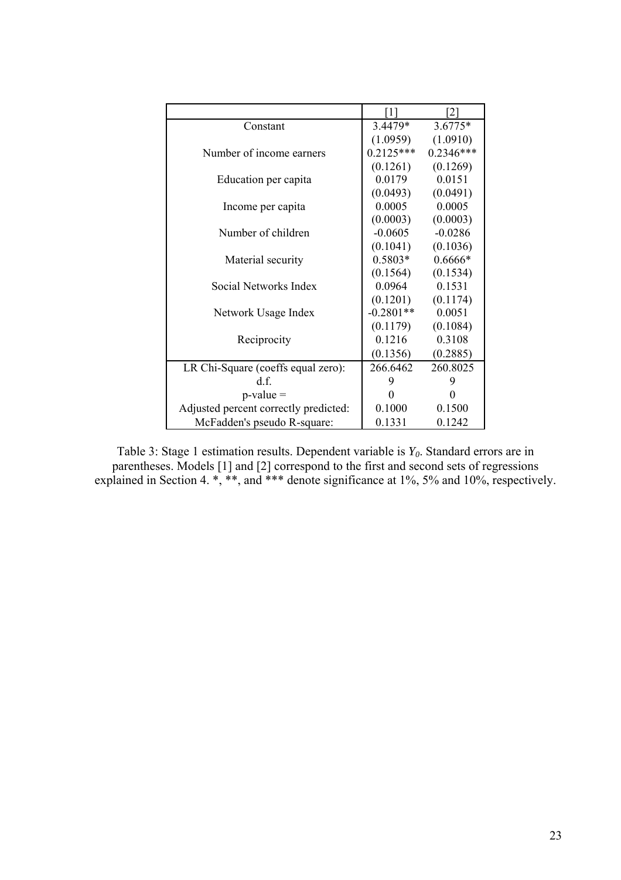| | [1] | [2] |
|---|---|---|
| Constant | 3.4479* | 3.6775* |
| | (1.0959) | (1.0910) |
| Number of income earners | 0.2125*** | 0.2346*** |
| | (0.1261) | (0.1269) |
| Education per capita | 0.0179 | 0.0151 |
| | (0.0493) | (0.0491) |
| Income per capita | 0.0005 | 0.0005 |
| | (0.0003) | (0.0003) |
| Number of children | -0.0605 | -0.0286 |
| | (0.1041) | (0.1036) |
| Material security | 0.5803* | 0.6666* |
| | (0.1564) | (0.1534) |
| Social Networks Index | 0.0964 | 0.1531 |
| | (0.1201) | (0.1174) |
| Network Usage Index | -0.2801** | 0.0051 |
| | (0.1179) | (0.1084) |
| Reciprocity | 0.1216 | 0.3108 |
| | (0.1356) | (0.2885) |
| LR Chi-Square (coeffs equal zero): | 266.6462 | 260.8025 |
| d.f. | 9 | 9 |
| p-value = | 0 | 0 |
| Adjusted percent correctly predicted: | 0.1000 | 0.1500 |
| McFadden's pseudo R-square: | 0.1331 | 0.1242 |

Table 3: Stage 1 estimation results. Dependent variable is $Y_0$. Standard errors are in parentheses. Models [1] and [2] correspond to the first and second sets of regressions explained in Section 4. *, **, and *** denote significance at 1%, 5% and 10%, respectively.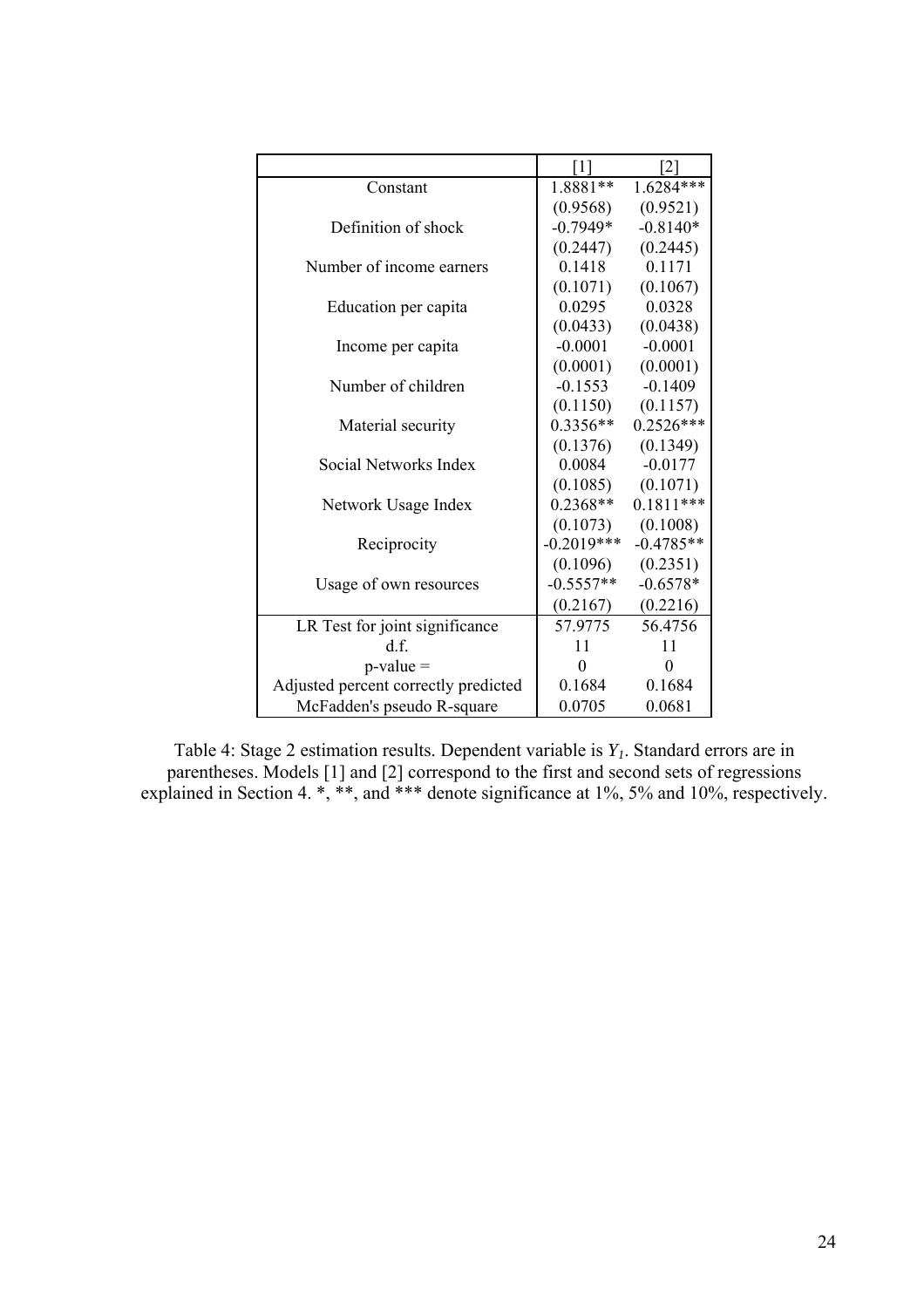| | [1] | [2] |
|---|---|---|
| Constant | 1.8881** | 1.6284*** |
| | (0.9568) | (0.9521) |
| Definition of shock | -0.7949* | -0.8140* |
| | (0.2447) | (0.2445) |
| Number of income earners | 0.1418 | 0.1171 |
| | (0.1071) | (0.1067) |
| Education per capita | 0.0295 | 0.0328 |
| | (0.0433) | (0.0438) |
| Income per capita | -0.0001 | -0.0001 |
| | (0.0001) | (0.0001) |
| Number of children | -0.1553 | -0.1409 |
| | (0.1150) | (0.1157) |
| Material security | 0.3356** | 0.2526*** |
| | (0.1376) | (0.1349) |
| Social Networks Index | 0.0084 | -0.0177 |
| | (0.1085) | (0.1071) |
| Network Usage Index | 0.2368** | 0.1811*** |
| | (0.1073) | (0.1008) |
| Reciprocity | -0.2019*** | -0.4785** |
| | (0.1096) | (0.2351) |
| Usage of own resources | -0.5557** | -0.6578* |
| | (0.2167) | (0.2216) |
| LR Test for joint significance | 57.9775 | 56.4756 |
| d.f. | 11 | 11 |
| p-value = | 0 | 0 |
| Adjusted percent correctly predicted | 0.1684 | 0.1684 |
| McFadden's pseudo R-square | 0.0705 | 0.0681 |

Table 4: Stage 2 estimation results. Dependent variable is $Y_1$. Standard errors are in parentheses. Models [1] and [2] correspond to the first and second sets of regressions explained in Section 4. *, **, and *** denote significance at 1%, 5% and 10%, respectively.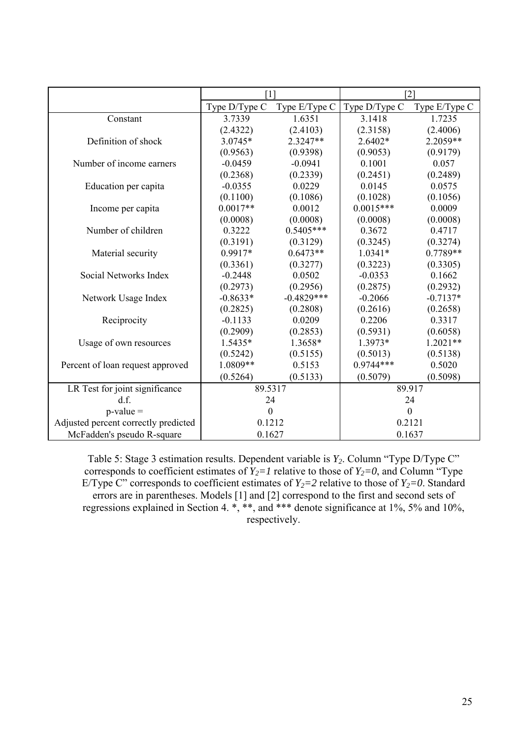| | [1] | | [2] | |
|---|---|---|---|---|
| | Type D/Type C | Type E/Type C | Type D/Type C | Type E/Type C |
| Constant | 3.7339 | 1.6351 | 3.1418 | 1.7235 |
| | (2.4322) | (2.4103) | (2.3158) | (2.4006) |
| Definition of shock | 3.0745* | 2.3247** | 2.6402* | 2.2059** |
| | (0.9563) | (0.9398) | (0.9053) | (0.9179) |
| Number of income earners | -0.0459 | -0.0941 | 0.1001 | 0.057 |
| | (0.2368) | (0.2339) | (0.2451) | (0.2489) |
| Education per capita | -0.0355 | 0.0229 | 0.0145 | 0.0575 |
| | (0.1100) | (0.1086) | (0.1028) | (0.1056) |
| Income per capita | 0.0017** | 0.0012 | 0.0015*** | 0.0009 |
| | (0.0008) | (0.0008) | (0.0008) | (0.0008) |
| Number of children | 0.3222 | 0.5405*** | 0.3672 | 0.4717 |
| | (0.3191) | (0.3129) | (0.3245) | (0.3274) |
| Material security | 0.9917* | 0.6473** | 1.0341* | 0.7789** |
| | (0.3361) | (0.3277) | (0.3223) | (0.3305) |
| Social Networks Index | -0.2448 | 0.0502 | -0.0353 | 0.1662 |
| | (0.2973) | (0.2956) | (0.2875) | (0.2932) |
| Network Usage Index | -0.8633* | -0.4829*** | -0.2066 | -0.7137* |
| | (0.2825) | (0.2808) | (0.2616) | (0.2658) |
| Reciprocity | -0.1133 | 0.0209 | 0.2206 | 0.3317 |
| | (0.2909) | (0.2853) | (0.5931) | (0.6058) |
| Usage of own resources | 1.5435* | 1.3658* | 1.3973* | 1.2021** |
| | (0.5242) | (0.5155) | (0.5013) | (0.5138) |
| Percent of loan request approved | 1.0809** | 0.5153 | 0.9744*** | 0.5020 |
| | (0.5264) | (0.5133) | (0.5079) | (0.5098) |
| LR Test for joint significance | 89.5317 | | 89.917 | |
| d.f. | 24 | | 24 | |
| p-value = | 0 | | 0 | |
| Adjusted percent correctly predicted | 0.1212 | | 0.2121 | |
| McFadden's pseudo R-square | 0.1627 | | 0.1637 | |

Table 5: Stage 3 estimation results. Dependent variable is $Y_2$. Column "Type D/Type C" corresponds to coefficient estimates of $Y_2=1$ relative to those of $Y_2=0$, and Column "Type E/Type C" corresponds to coefficient estimates of $Y_2=2$ relative to those of $Y_2=0$. Standard errors are in parentheses. Models [1] and [2] correspond to the first and second sets of regressions explained in Section 4. *, **, and *** denote significance at 1%, 5% and 10%, respectively.